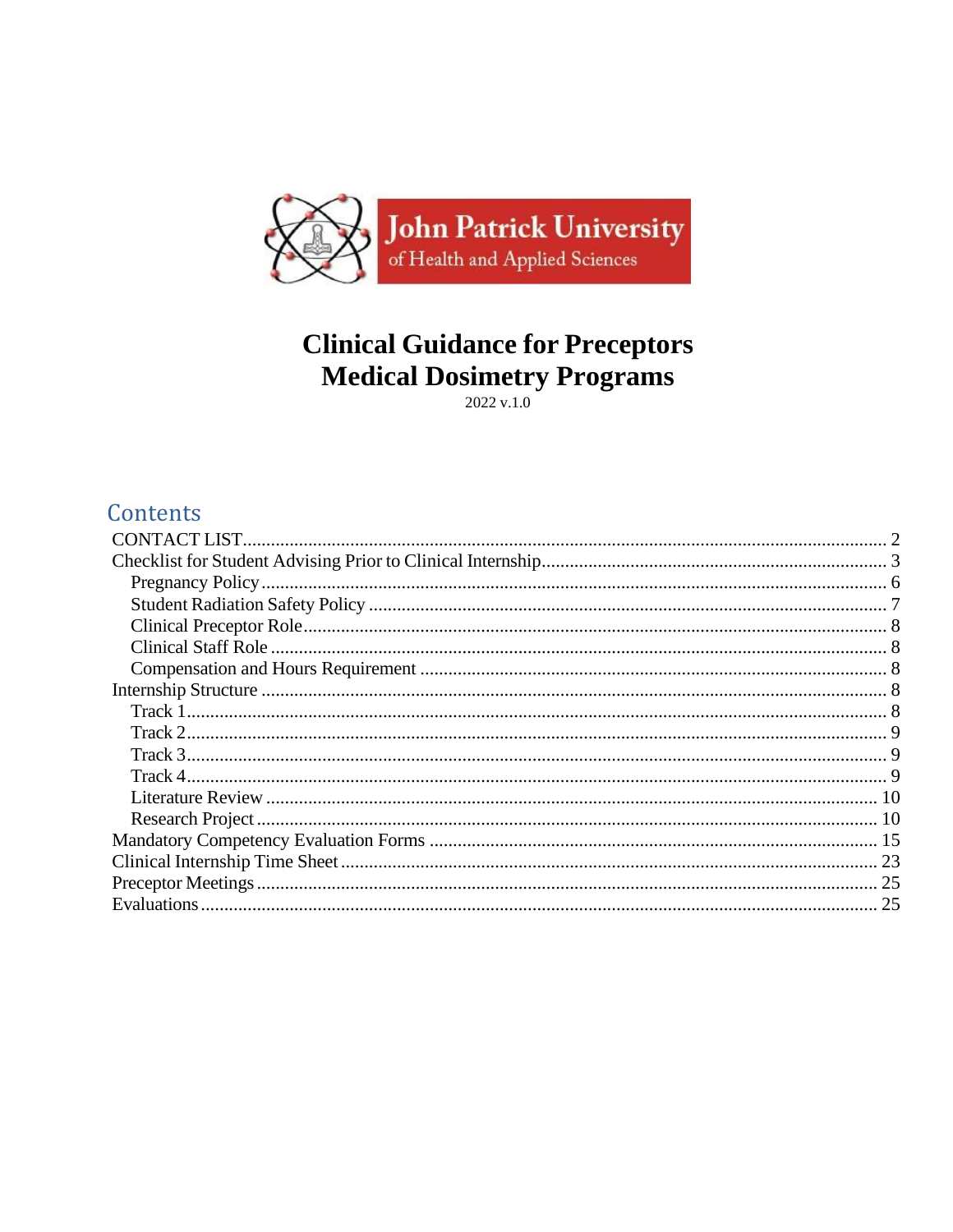John Patrick University of Health and Applied Sciences

# Clinical Guidance for Preceptors
# Medical Dosimetry Programs

2022 v.1.0

## Contents

- CONTACT LIST ..... 2
- Checklist for Student Advising Prior to Clinical Internship ..... 3
  - Pregnancy Policy ..... 6
  - Student Radiation Safety Policy ..... 7
  - Clinical Preceptor Role ..... 8
  - Clinical Staff Role ..... 8
  - Compensation and Hours Requirement ..... 8
- Internship Structure ..... 8
  - Track 1 ..... 8
  - Track 2 ..... 9
  - Track 3 ..... 9
  - Track 4 ..... 9
  - Literature Review ..... 10
  - Research Project ..... 10
- Mandatory Competency Evaluation Forms ..... 15
- Clinical Internship Time Sheet ..... 23
- Preceptor Meetings ..... 25
- Evaluations ..... 25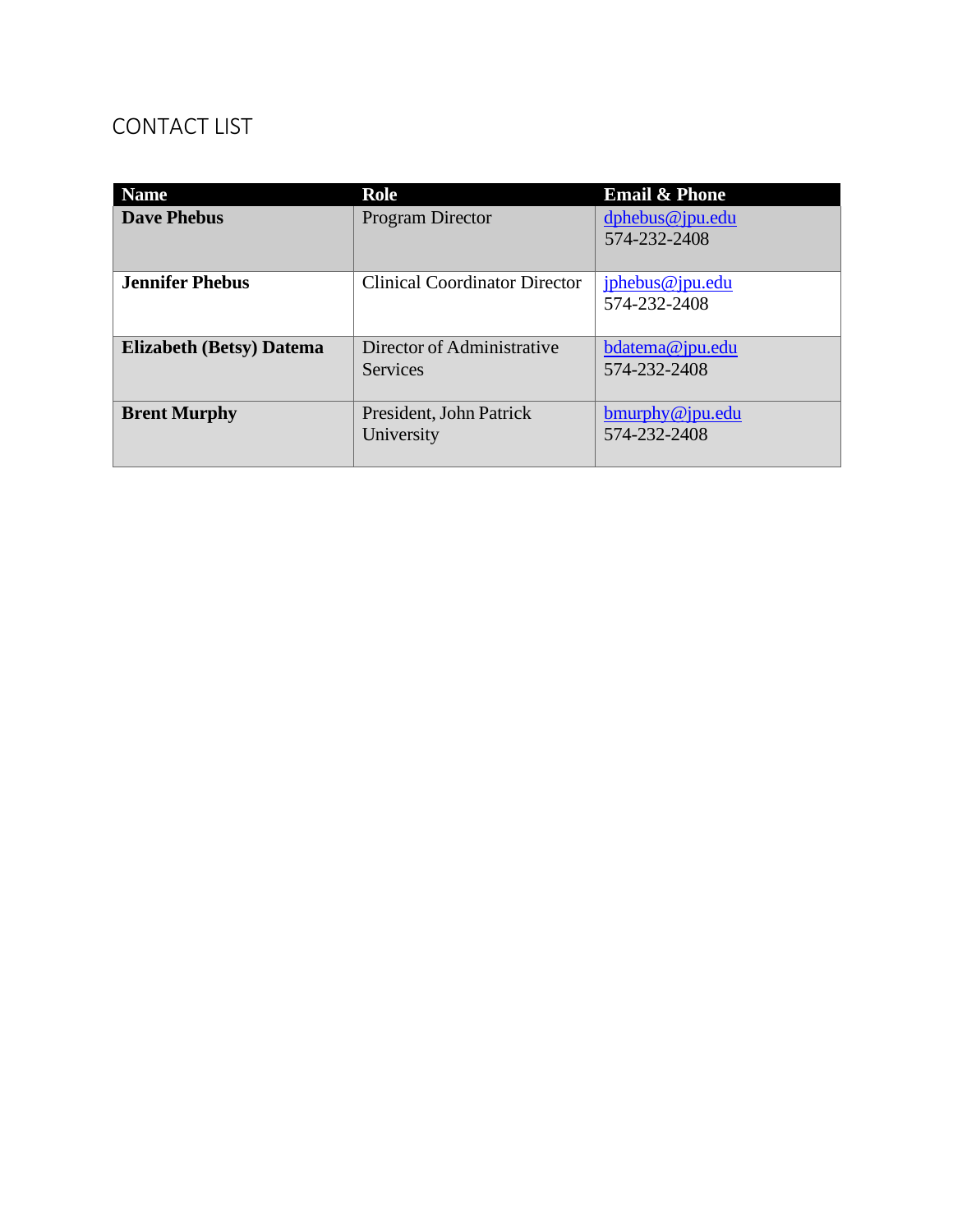# CONTACT LIST

| Name | Role | Email & Phone |
|---|---|---|
| **Dave Phebus** | Program Director | dphebus@jpu.edu 574-232-2408 |
| **Jennifer Phebus** | Clinical Coordinator Director | jphebus@jpu.edu 574-232-2408 |
| **Elizabeth (Betsy) Datema** | Director of Administrative Services | bdatema@jpu.edu 574-232-2408 |
| **Brent Murphy** | President, John Patrick University | bmurphy@jpu.edu 574-232-2408 |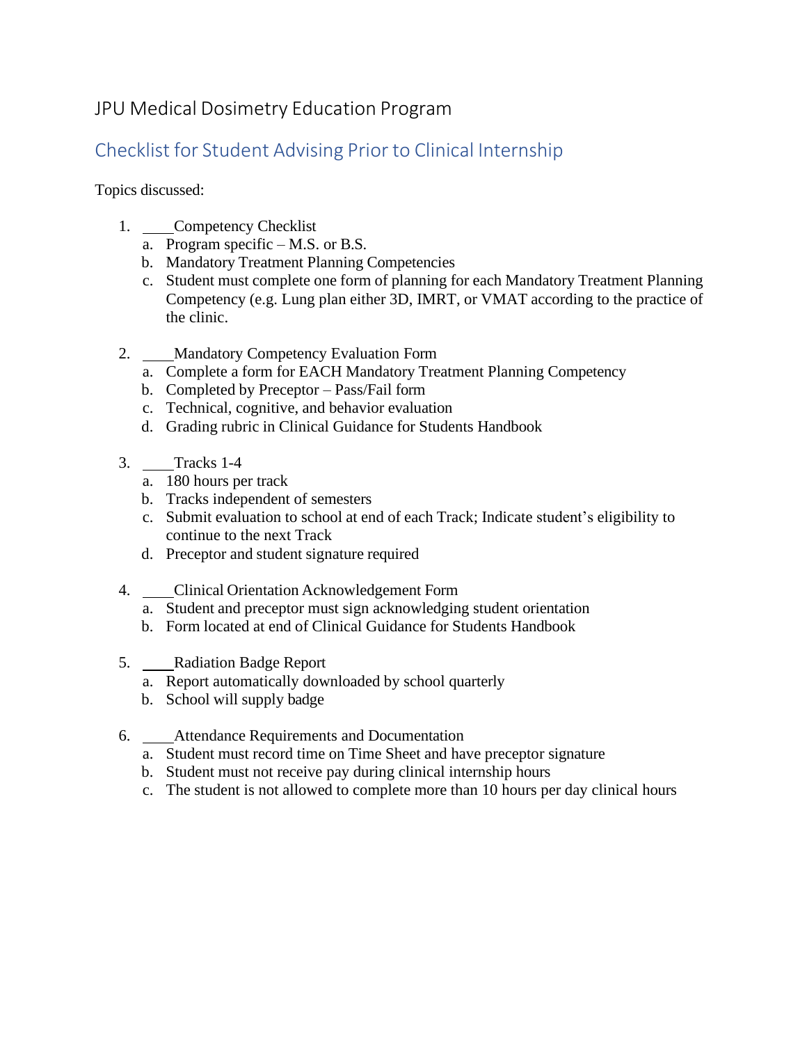JPU Medical Dosimetry Education Program

## Checklist for Student Advising Prior to Clinical Internship

Topics discussed:

1. ____Competency Checklist
   a. Program specific – M.S. or B.S.
   b. Mandatory Treatment Planning Competencies
   c. Student must complete one form of planning for each Mandatory Treatment Planning Competency (e.g. Lung plan either 3D, IMRT, or VMAT according to the practice of the clinic.

2. ____Mandatory Competency Evaluation Form
   a. Complete a form for EACH Mandatory Treatment Planning Competency
   b. Completed by Preceptor – Pass/Fail form
   c. Technical, cognitive, and behavior evaluation
   d. Grading rubric in Clinical Guidance for Students Handbook

3. ____Tracks 1-4
   a. 180 hours per track
   b. Tracks independent of semesters
   c. Submit evaluation to school at end of each Track; Indicate student's eligibility to continue to the next Track
   d. Preceptor and student signature required

4. ____Clinical Orientation Acknowledgement Form
   a. Student and preceptor must sign acknowledging student orientation
   b. Form located at end of Clinical Guidance for Students Handbook

5. ____Radiation Badge Report
   a. Report automatically downloaded by school quarterly
   b. School will supply badge

6. ____Attendance Requirements and Documentation
   a. Student must record time on Time Sheet and have preceptor signature
   b. Student must not receive pay during clinical internship hours
   c. The student is not allowed to complete more than 10 hours per day clinical hours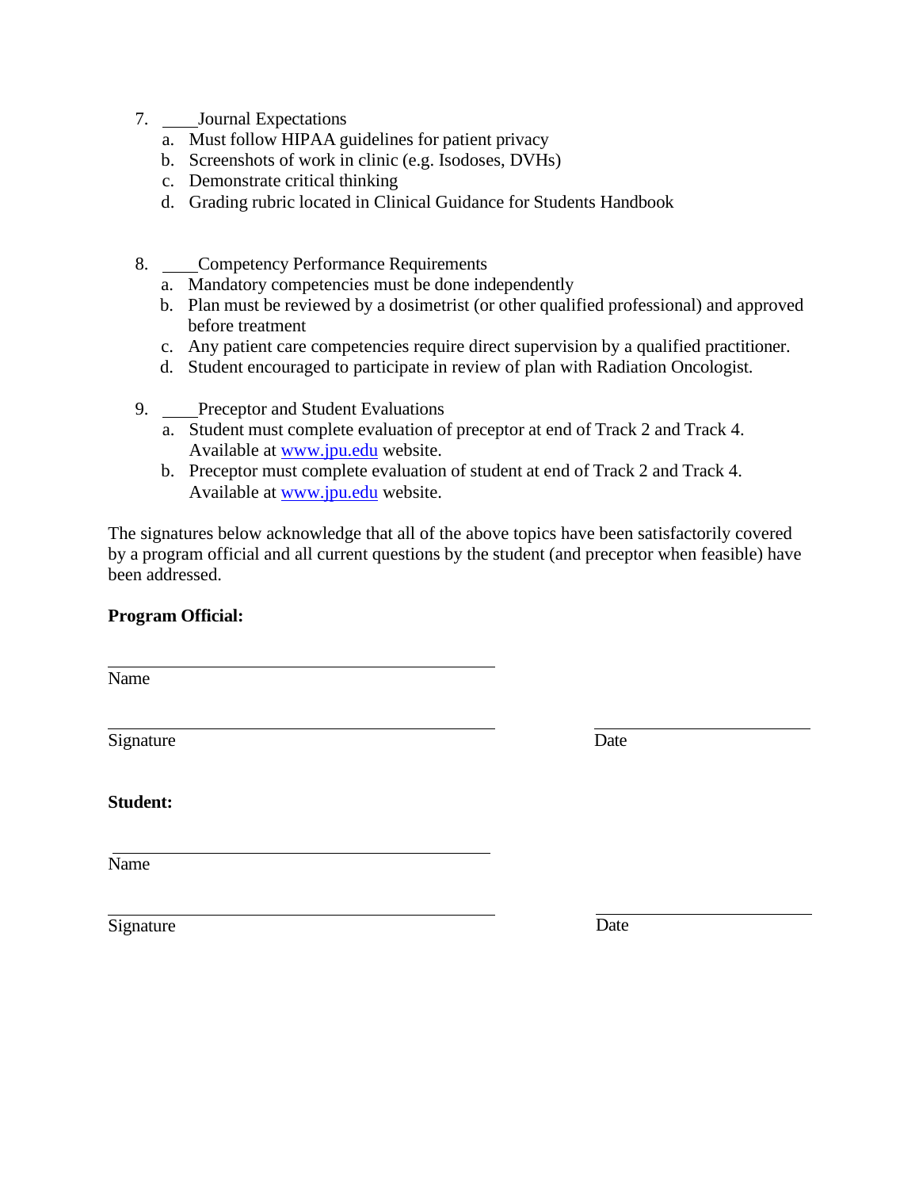7. ____Journal Expectations
   a. Must follow HIPAA guidelines for patient privacy
   b. Screenshots of work in clinic (e.g. Isodoses, DVHs)
   c. Demonstrate critical thinking
   d. Grading rubric located in Clinical Guidance for Students Handbook

8. ____Competency Performance Requirements
   a. Mandatory competencies must be done independently
   b. Plan must be reviewed by a dosimetrist (or other qualified professional) and approved before treatment
   c. Any patient care competencies require direct supervision by a qualified practitioner.
   d. Student encouraged to participate in review of plan with Radiation Oncologist.

9. ____Preceptor and Student Evaluations
   a. Student must complete evaluation of preceptor at end of Track 2 and Track 4. Available at www.jpu.edu website.
   b. Preceptor must complete evaluation of student at end of Track 2 and Track 4. Available at www.jpu.edu website.

The signatures below acknowledge that all of the above topics have been satisfactorily covered by a program official and all current questions by the student (and preceptor when feasible) have been addressed.

**Program Official:**

______________________________
Name

______________________________ ____________________
Signature Date

**Student:**

______________________________
Name

______________________________ ____________________
Signature Date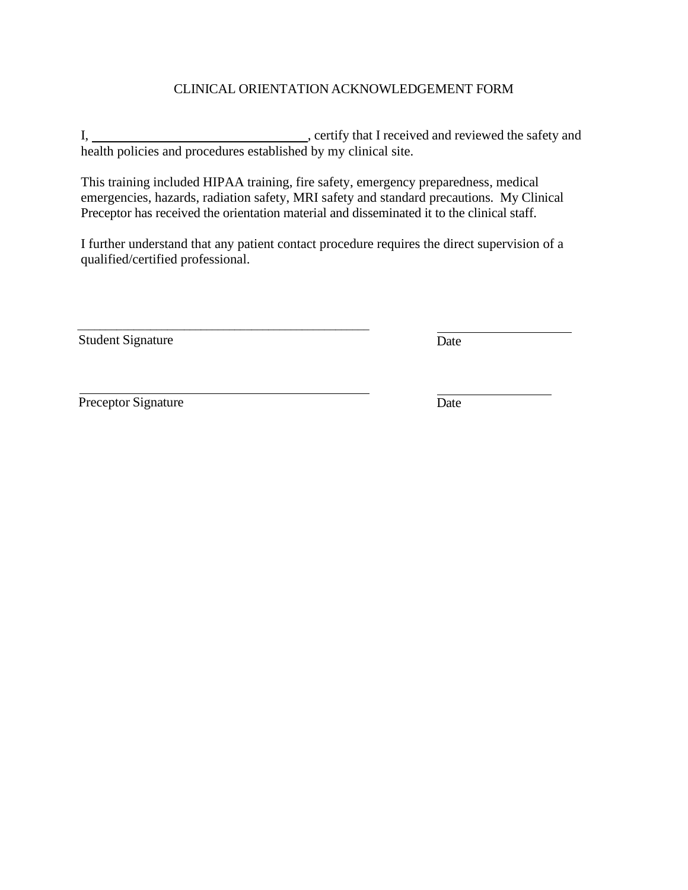# CLINICAL ORIENTATION ACKNOWLEDGEMENT FORM

I, ________________________________, certify that I received and reviewed the safety and health policies and procedures established by my clinical site.

This training included HIPAA training, fire safety, emergency preparedness, medical emergencies, hazards, radiation safety, MRI safety and standard precautions. My Clinical Preceptor has received the orientation material and disseminated it to the clinical staff.

I further understand that any patient contact procedure requires the direct supervision of a qualified/certified professional.

_______________________________________________ &nbsp;&nbsp;&nbsp;&nbsp; ______________________

Student Signature &nbsp;&nbsp;&nbsp;&nbsp; Date

_______________________________________________ &nbsp;&nbsp;&nbsp;&nbsp; ______________________

Preceptor Signature &nbsp;&nbsp;&nbsp;&nbsp; Date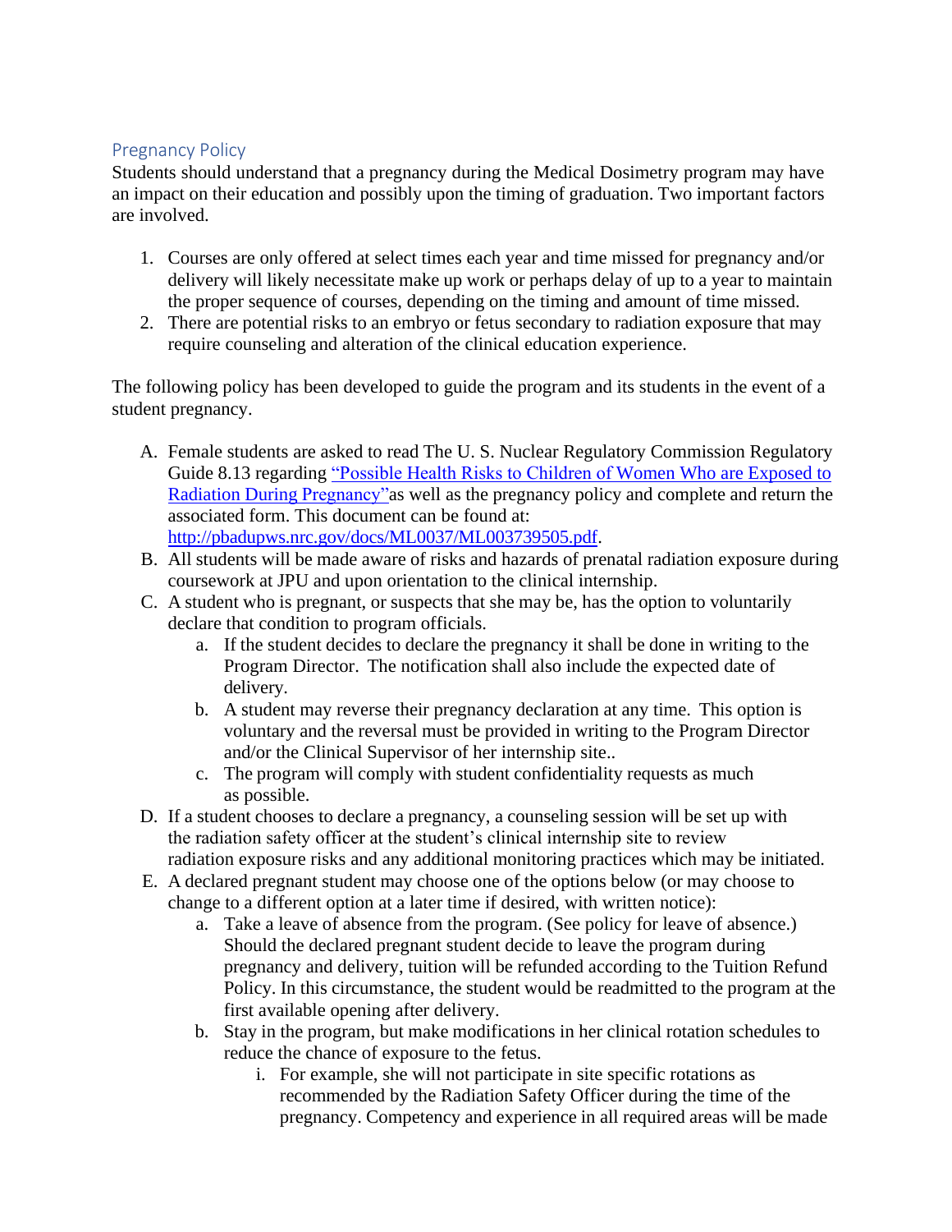## Pregnancy Policy

Students should understand that a pregnancy during the Medical Dosimetry program may have an impact on their education and possibly upon the timing of graduation. Two important factors are involved.

1. Courses are only offered at select times each year and time missed for pregnancy and/or delivery will likely necessitate make up work or perhaps delay of up to a year to maintain the proper sequence of courses, depending on the timing and amount of time missed.
2. There are potential risks to an embryo or fetus secondary to radiation exposure that may require counseling and alteration of the clinical education experience.

The following policy has been developed to guide the program and its students in the event of a student pregnancy.

A. Female students are asked to read The U. S. Nuclear Regulatory Commission Regulatory Guide 8.13 regarding [“Possible Health Risks to Children of Women Who are Exposed to Radiation During Pregnancy”](http://pbadupws.nrc.gov/docs/ML0037/ML003739505.pdf)as well as the pregnancy policy and complete and return the associated form. This document can be found at: [http://pbadupws.nrc.gov/docs/ML0037/ML003739505.pdf](http://pbadupws.nrc.gov/docs/ML0037/ML003739505.pdf).

B. All students will be made aware of risks and hazards of prenatal radiation exposure during coursework at JPU and upon orientation to the clinical internship.

C. A student who is pregnant, or suspects that she may be, has the option to voluntarily declare that condition to program officials.
   a. If the student decides to declare the pregnancy it shall be done in writing to the Program Director. The notification shall also include the expected date of delivery.
   b. A student may reverse their pregnancy declaration at any time. This option is voluntary and the reversal must be provided in writing to the Program Director and/or the Clinical Supervisor of her internship site..
   c. The program will comply with student confidentiality requests as much as possible.

D. If a student chooses to declare a pregnancy, a counseling session will be set up with the radiation safety officer at the student’s clinical internship site to review radiation exposure risks and any additional monitoring practices which may be initiated.

E. A declared pregnant student may choose one of the options below (or may choose to change to a different option at a later time if desired, with written notice):
   a. Take a leave of absence from the program. (See policy for leave of absence.) Should the declared pregnant student decide to leave the program during pregnancy and delivery, tuition will be refunded according to the Tuition Refund Policy. In this circumstance, the student would be readmitted to the program at the first available opening after delivery.
   b. Stay in the program, but make modifications in her clinical rotation schedules to reduce the chance of exposure to the fetus.
      i. For example, she will not participate in site specific rotations as recommended by the Radiation Safety Officer during the time of the pregnancy. Competency and experience in all required areas will be made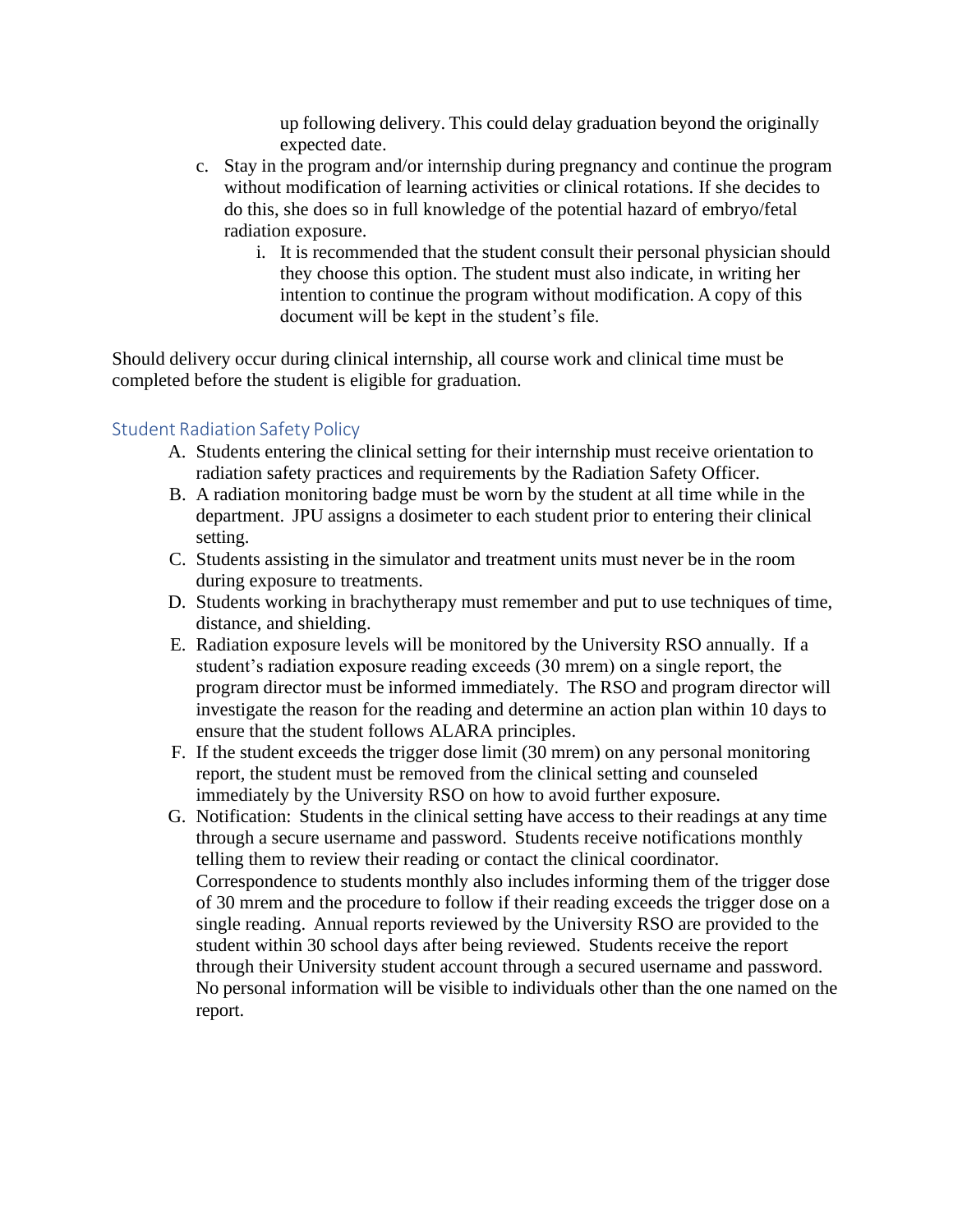up following delivery. This could delay graduation beyond the originally expected date.

c. Stay in the program and/or internship during pregnancy and continue the program without modification of learning activities or clinical rotations. If she decides to do this, she does so in full knowledge of the potential hazard of embryo/fetal radiation exposure.
   i. It is recommended that the student consult their personal physician should they choose this option. The student must also indicate, in writing her intention to continue the program without modification. A copy of this document will be kept in the student's file.

Should delivery occur during clinical internship, all course work and clinical time must be completed before the student is eligible for graduation.

## Student Radiation Safety Policy

A. Students entering the clinical setting for their internship must receive orientation to radiation safety practices and requirements by the Radiation Safety Officer.

B. A radiation monitoring badge must be worn by the student at all time while in the department. JPU assigns a dosimeter to each student prior to entering their clinical setting.

C. Students assisting in the simulator and treatment units must never be in the room during exposure to treatments.

D. Students working in brachytherapy must remember and put to use techniques of time, distance, and shielding.

E. Radiation exposure levels will be monitored by the University RSO annually. If a student's radiation exposure reading exceeds (30 mrem) on a single report, the program director must be informed immediately. The RSO and program director will investigate the reason for the reading and determine an action plan within 10 days to ensure that the student follows ALARA principles.

F. If the student exceeds the trigger dose limit (30 mrem) on any personal monitoring report, the student must be removed from the clinical setting and counseled immediately by the University RSO on how to avoid further exposure.

G. Notification: Students in the clinical setting have access to their readings at any time through a secure username and password. Students receive notifications monthly telling them to review their reading or contact the clinical coordinator. Correspondence to students monthly also includes informing them of the trigger dose of 30 mrem and the procedure to follow if their reading exceeds the trigger dose on a single reading. Annual reports reviewed by the University RSO are provided to the student within 30 school days after being reviewed. Students receive the report through their University student account through a secured username and password. No personal information will be visible to individuals other than the one named on the report.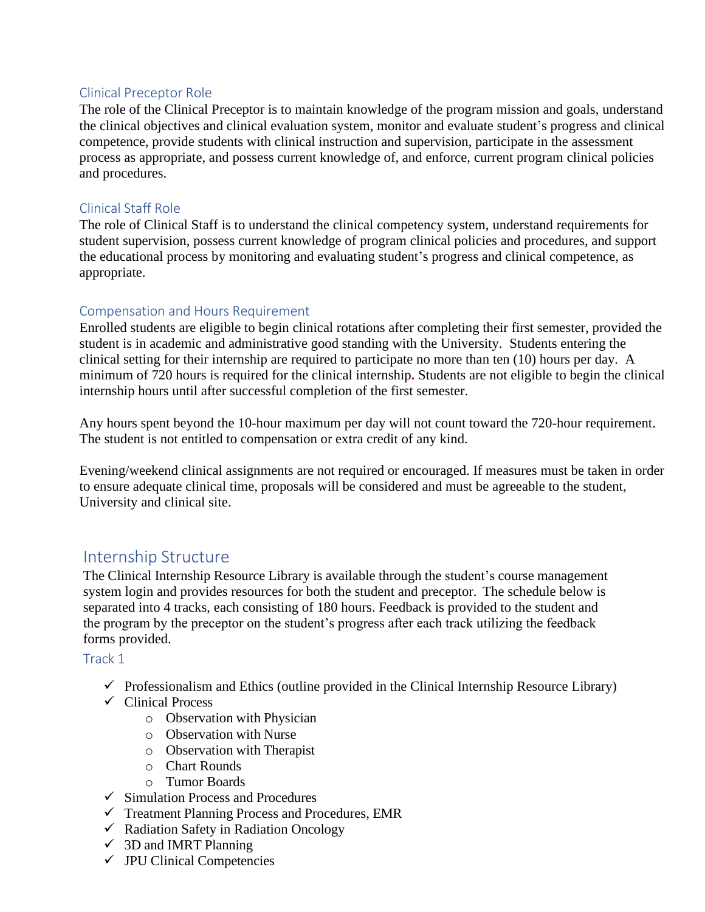### Clinical Preceptor Role

The role of the Clinical Preceptor is to maintain knowledge of the program mission and goals, understand the clinical objectives and clinical evaluation system, monitor and evaluate student's progress and clinical competence, provide students with clinical instruction and supervision, participate in the assessment process as appropriate, and possess current knowledge of, and enforce, current program clinical policies and procedures.

### Clinical Staff Role

The role of Clinical Staff is to understand the clinical competency system, understand requirements for student supervision, possess current knowledge of program clinical policies and procedures, and support the educational process by monitoring and evaluating student's progress and clinical competence, as appropriate.

### Compensation and Hours Requirement

Enrolled students are eligible to begin clinical rotations after completing their first semester, provided the student is in academic and administrative good standing with the University. Students entering the clinical setting for their internship are required to participate no more than ten (10) hours per day. A minimum of 720 hours is required for the clinical internship. Students are not eligible to begin the clinical internship hours until after successful completion of the first semester.

Any hours spent beyond the 10-hour maximum per day will not count toward the 720-hour requirement. The student is not entitled to compensation or extra credit of any kind.

Evening/weekend clinical assignments are not required or encouraged. If measures must be taken in order to ensure adequate clinical time, proposals will be considered and must be agreeable to the student, University and clinical site.

## Internship Structure

The Clinical Internship Resource Library is available through the student's course management system login and provides resources for both the student and preceptor. The schedule below is separated into 4 tracks, each consisting of 180 hours. Feedback is provided to the student and the program by the preceptor on the student's progress after each track utilizing the feedback forms provided.

### Track 1

- ✓ Professionalism and Ethics (outline provided in the Clinical Internship Resource Library)
- ✓ Clinical Process
  - Observation with Physician
  - Observation with Nurse
  - Observation with Therapist
  - Chart Rounds
  - Tumor Boards
- ✓ Simulation Process and Procedures
- ✓ Treatment Planning Process and Procedures, EMR
- ✓ Radiation Safety in Radiation Oncology
- ✓ 3D and IMRT Planning
- ✓ JPU Clinical Competencies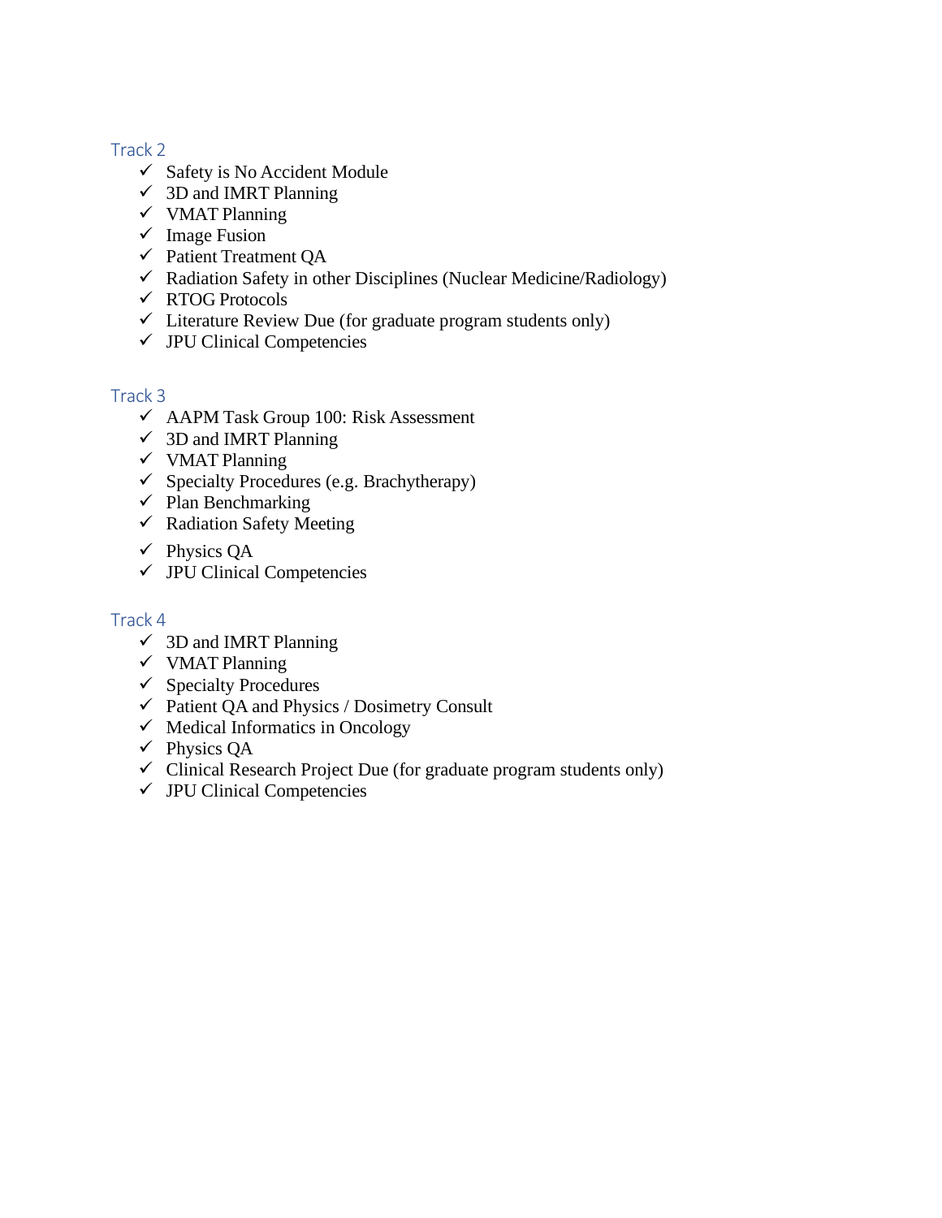### Track 2

- ✓ Safety is No Accident Module
- ✓ 3D and IMRT Planning
- ✓ VMAT Planning
- ✓ Image Fusion
- ✓ Patient Treatment QA
- ✓ Radiation Safety in other Disciplines (Nuclear Medicine/Radiology)
- ✓ RTOG Protocols
- ✓ Literature Review Due (for graduate program students only)
- ✓ JPU Clinical Competencies

### Track 3

- ✓ AAPM Task Group 100: Risk Assessment
- ✓ 3D and IMRT Planning
- ✓ VMAT Planning
- ✓ Specialty Procedures (e.g. Brachytherapy)
- ✓ Plan Benchmarking
- ✓ Radiation Safety Meeting
- ✓ Physics QA
- ✓ JPU Clinical Competencies

### Track 4

- ✓ 3D and IMRT Planning
- ✓ VMAT Planning
- ✓ Specialty Procedures
- ✓ Patient QA and Physics / Dosimetry Consult
- ✓ Medical Informatics in Oncology
- ✓ Physics QA
- ✓ Clinical Research Project Due (for graduate program students only)
- ✓ JPU Clinical Competencies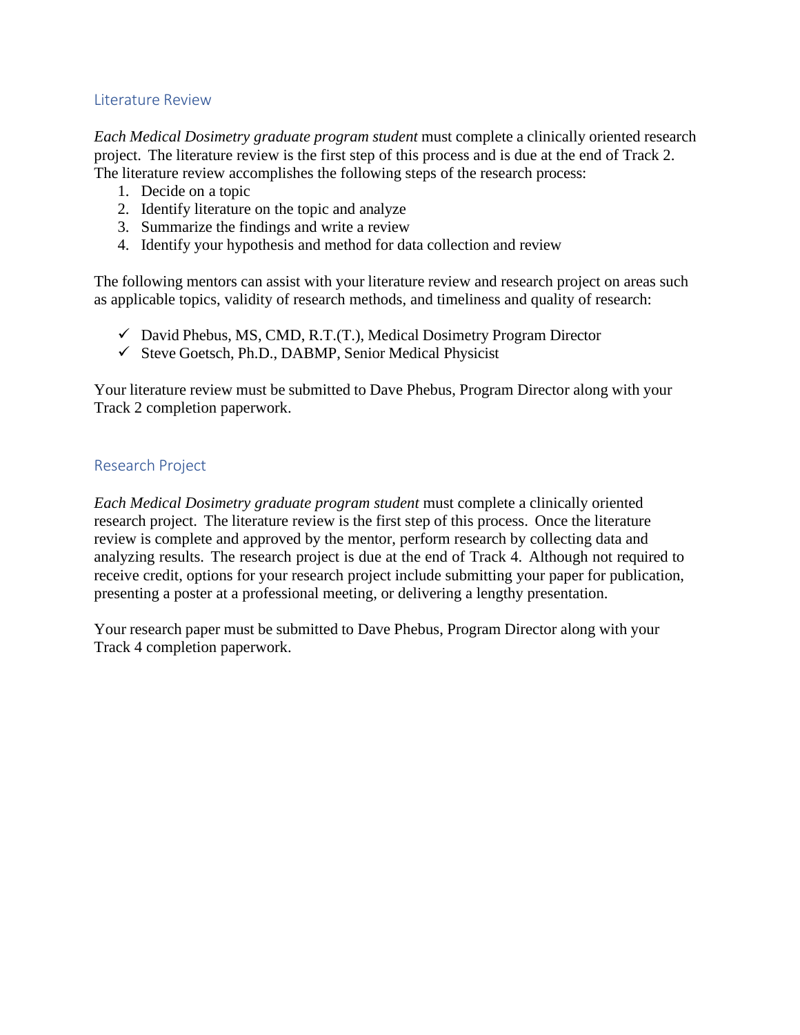## Literature Review

*Each Medical Dosimetry graduate program student* must complete a clinically oriented research project. The literature review is the first step of this process and is due at the end of Track 2. The literature review accomplishes the following steps of the research process:

1. Decide on a topic
2. Identify literature on the topic and analyze
3. Summarize the findings and write a review
4. Identify your hypothesis and method for data collection and review

The following mentors can assist with your literature review and research project on areas such as applicable topics, validity of research methods, and timeliness and quality of research:

- ✓ David Phebus, MS, CMD, R.T.(T.), Medical Dosimetry Program Director
- ✓ Steve Goetsch, Ph.D., DABMP, Senior Medical Physicist

Your literature review must be submitted to Dave Phebus, Program Director along with your Track 2 completion paperwork.

## Research Project

*Each Medical Dosimetry graduate program student* must complete a clinically oriented research project. The literature review is the first step of this process. Once the literature review is complete and approved by the mentor, perform research by collecting data and analyzing results. The research project is due at the end of Track 4. Although not required to receive credit, options for your research project include submitting your paper for publication, presenting a poster at a professional meeting, or delivering a lengthy presentation.

Your research paper must be submitted to Dave Phebus, Program Director along with your Track 4 completion paperwork.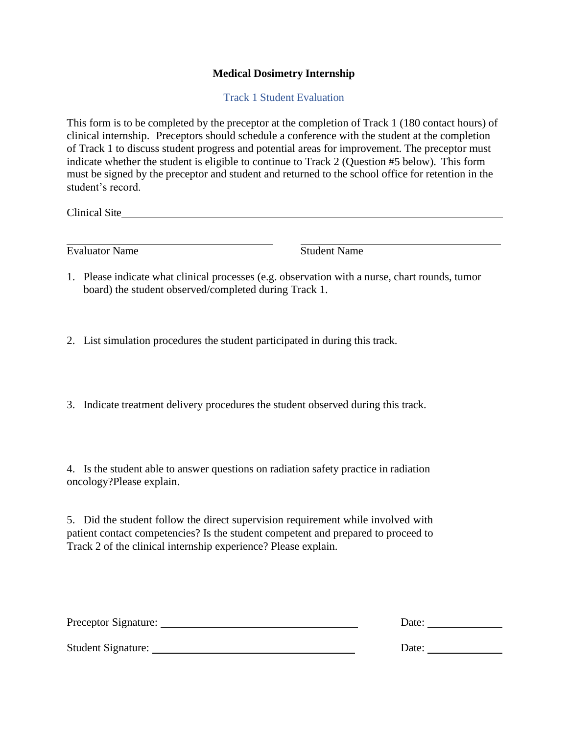# Medical Dosimetry Internship

## Track 1 Student Evaluation

This form is to be completed by the preceptor at the completion of Track 1 (180 contact hours) of clinical internship. Preceptors should schedule a conference with the student at the completion of Track 1 to discuss student progress and potential areas for improvement. The preceptor must indicate whether the student is eligible to continue to Track 2 (Question #5 below). This form must be signed by the preceptor and student and returned to the school office for retention in the student's record.

Clinical Site\_\_\_\_\_\_\_\_\_\_\_\_\_\_\_\_\_\_\_\_\_\_\_\_\_\_\_\_\_\_\_\_\_\_\_\_\_\_\_\_\_\_\_\_\_\_\_\_\_\_\_\_\_\_\_\_\_\_\_\_\_\_\_\_\_\_

\_\_\_\_\_\_\_\_\_\_\_\_\_\_\_\_\_\_\_\_\_\_\_\_\_\_\_\_\_\_\_\_\_\_ \_\_\_\_\_\_\_\_\_\_\_\_\_\_\_\_\_\_\_\_\_\_\_\_\_\_\_\_\_\_\_\_\_\_

Evaluator Name Student Name

1. Please indicate what clinical processes (e.g. observation with a nurse, chart rounds, tumor board) the student observed/completed during Track 1.

2. List simulation procedures the student participated in during this track.

3. Indicate treatment delivery procedures the student observed during this track.

4. Is the student able to answer questions on radiation safety practice in radiation oncology?Please explain.

5. Did the student follow the direct supervision requirement while involved with patient contact competencies? Is the student competent and prepared to proceed to Track 2 of the clinical internship experience? Please explain.

Preceptor Signature: \_\_\_\_\_\_\_\_\_\_\_\_\_\_\_\_\_\_\_\_\_\_\_\_\_\_\_\_\_\_ Date: \_\_\_\_\_\_\_\_\_\_

Student Signature: \_\_\_\_\_\_\_\_\_\_\_\_\_\_\_\_\_\_\_\_\_\_\_\_\_\_\_\_\_\_ Date: \_\_\_\_\_\_\_\_\_\_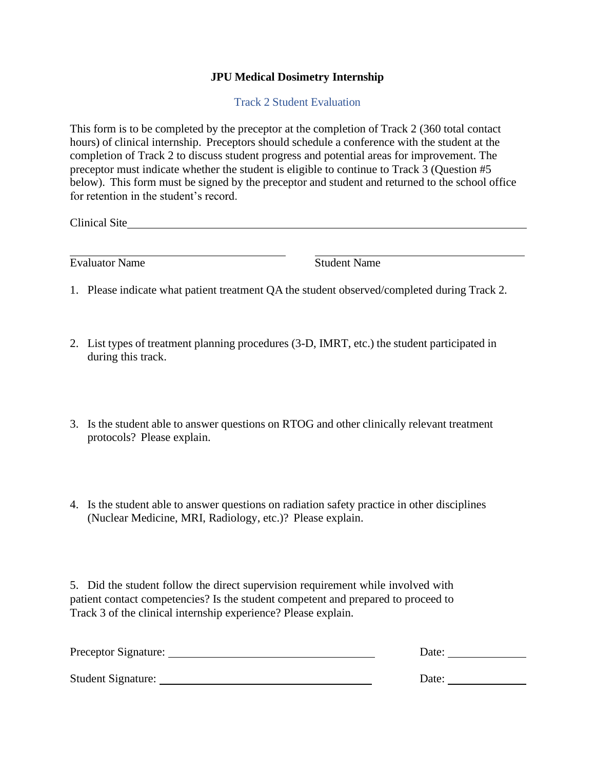**JPU Medical Dosimetry Internship**

Track 2 Student Evaluation

This form is to be completed by the preceptor at the completion of Track 2 (360 total contact hours) of clinical internship. Preceptors should schedule a conference with the student at the completion of Track 2 to discuss student progress and potential areas for improvement. The preceptor must indicate whether the student is eligible to continue to Track 3 (Question #5 below). This form must be signed by the preceptor and student and returned to the school office for retention in the student's record.

Clinical Site\_\_\_\_\_\_\_\_\_\_\_\_\_\_\_\_\_\_\_\_\_\_\_\_\_\_\_\_\_\_\_\_\_\_\_\_\_\_\_\_\_\_\_\_\_\_\_\_

\_\_\_\_\_\_\_\_\_\_\_\_\_\_\_\_\_\_\_\_\_\_\_\_\_\_\_\_ \_\_\_\_\_\_\_\_\_\_\_\_\_\_\_\_\_\_\_\_\_\_\_\_\_\_\_\_

Evaluator Name Student Name

1. Please indicate what patient treatment QA the student observed/completed during Track 2.

2. List types of treatment planning procedures (3-D, IMRT, etc.) the student participated in during this track.

3. Is the student able to answer questions on RTOG and other clinically relevant treatment protocols? Please explain.

4. Is the student able to answer questions on radiation safety practice in other disciplines (Nuclear Medicine, MRI, Radiology, etc.)? Please explain.

5. Did the student follow the direct supervision requirement while involved with patient contact competencies? Is the student competent and prepared to proceed to Track 3 of the clinical internship experience? Please explain.

Preceptor Signature: \_\_\_\_\_\_\_\_\_\_\_\_\_\_\_\_\_\_\_\_\_\_\_\_\_\_\_\_ Date: \_\_\_\_\_\_\_\_\_\_

Student Signature: \_\_\_\_\_\_\_\_\_\_\_\_\_\_\_\_\_\_\_\_\_\_\_\_\_\_\_\_ Date: \_\_\_\_\_\_\_\_\_\_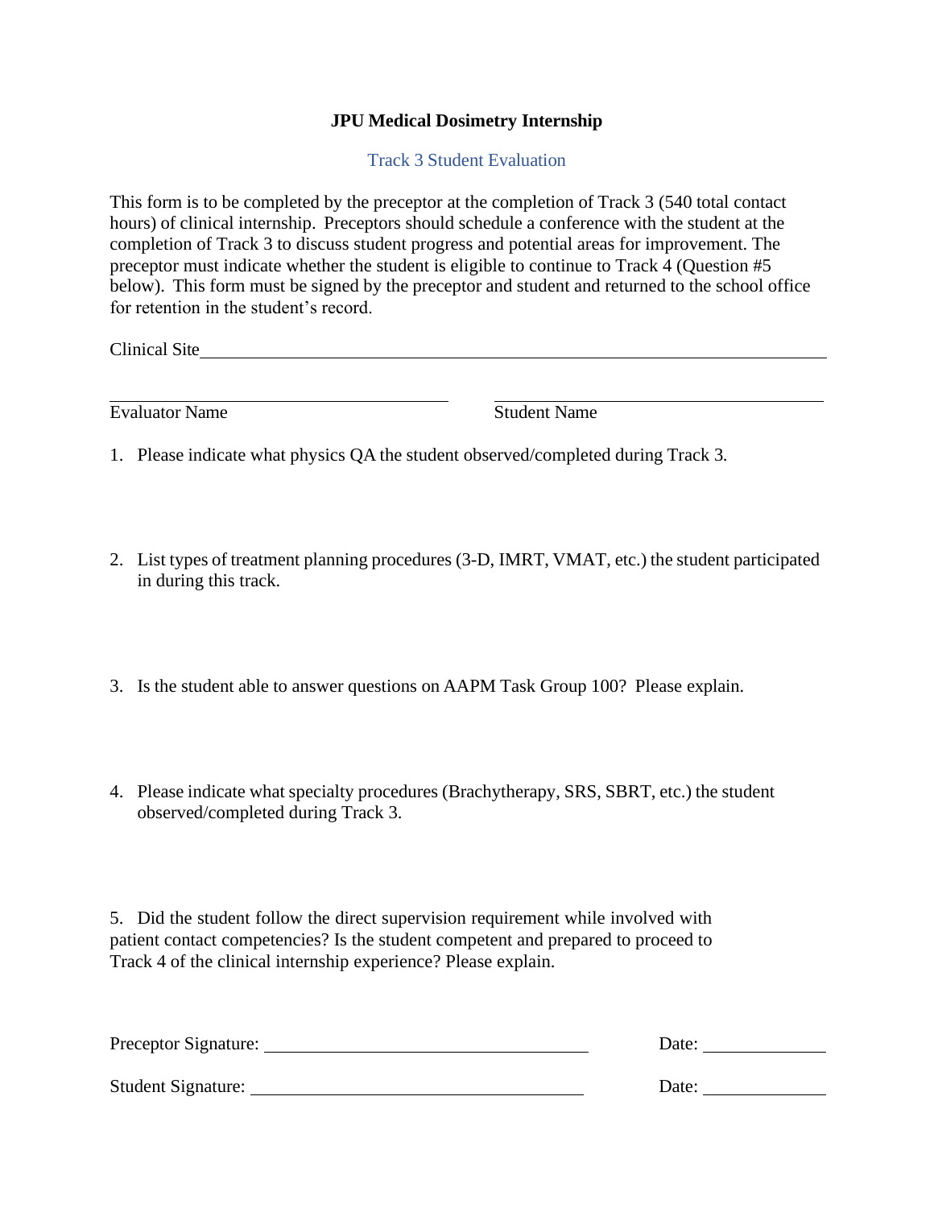# JPU Medical Dosimetry Internship

## Track 3 Student Evaluation

This form is to be completed by the preceptor at the completion of Track 3 (540 total contact hours) of clinical internship. Preceptors should schedule a conference with the student at the completion of Track 3 to discuss student progress and potential areas for improvement. The preceptor must indicate whether the student is eligible to continue to Track 4 (Question #5 below). This form must be signed by the preceptor and student and returned to the school office for retention in the student's record.

Clinical Site ______________________________________________________________

______________________________ ______________________________
Evaluator Name Student Name

1. Please indicate what physics QA the student observed/completed during Track 3.

2. List types of treatment planning procedures (3-D, IMRT, VMAT, etc.) the student participated in during this track.

3. Is the student able to answer questions on AAPM Task Group 100? Please explain.

4. Please indicate what specialty procedures (Brachytherapy, SRS, SBRT, etc.) the student observed/completed during Track 3.

5. Did the student follow the direct supervision requirement while involved with patient contact competencies? Is the student competent and prepared to proceed to Track 4 of the clinical internship experience? Please explain.

Preceptor Signature: ______________________________ Date: ____________

Student Signature: ______________________________ Date: ____________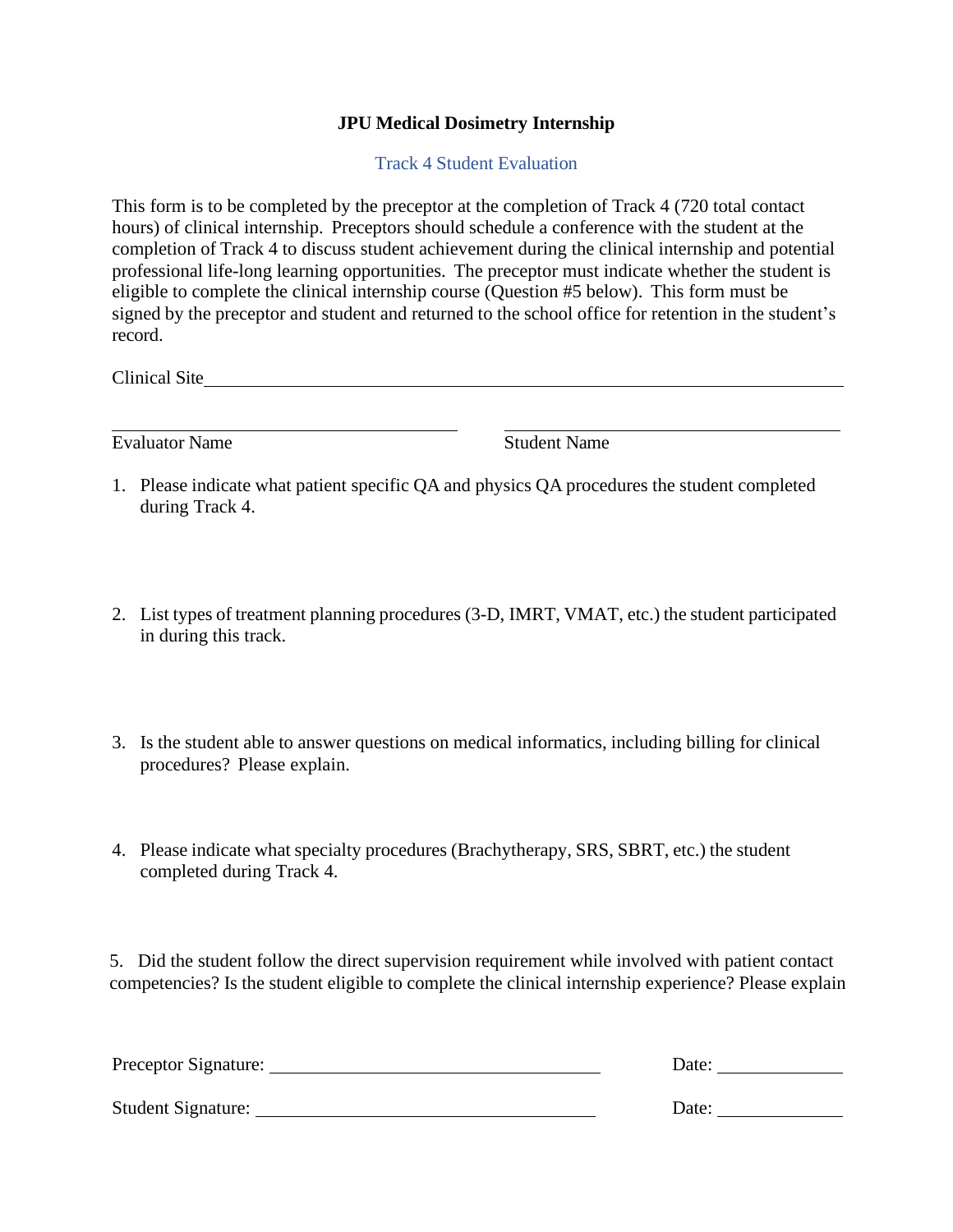**JPU Medical Dosimetry Internship**

Track 4 Student Evaluation

This form is to be completed by the preceptor at the completion of Track 4 (720 total contact hours) of clinical internship. Preceptors should schedule a conference with the student at the completion of Track 4 to discuss student achievement during the clinical internship and potential professional life-long learning opportunities. The preceptor must indicate whether the student is eligible to complete the clinical internship course (Question #5 below). This form must be signed by the preceptor and student and returned to the school office for retention in the student's record.

Clinical Site ____________________________________________________________

______________________________ ______________________________
Evaluator Name Student Name

1. Please indicate what patient specific QA and physics QA procedures the student completed during Track 4.

2. List types of treatment planning procedures (3-D, IMRT, VMAT, etc.) the student participated in during this track.

3. Is the student able to answer questions on medical informatics, including billing for clinical procedures? Please explain.

4. Please indicate what specialty procedures (Brachytherapy, SRS, SBRT, etc.) the student completed during Track 4.

5. Did the student follow the direct supervision requirement while involved with patient contact competencies? Is the student eligible to complete the clinical internship experience? Please explain

Preceptor Signature: ______________________________ Date: ____________

Student Signature: ______________________________ Date: ____________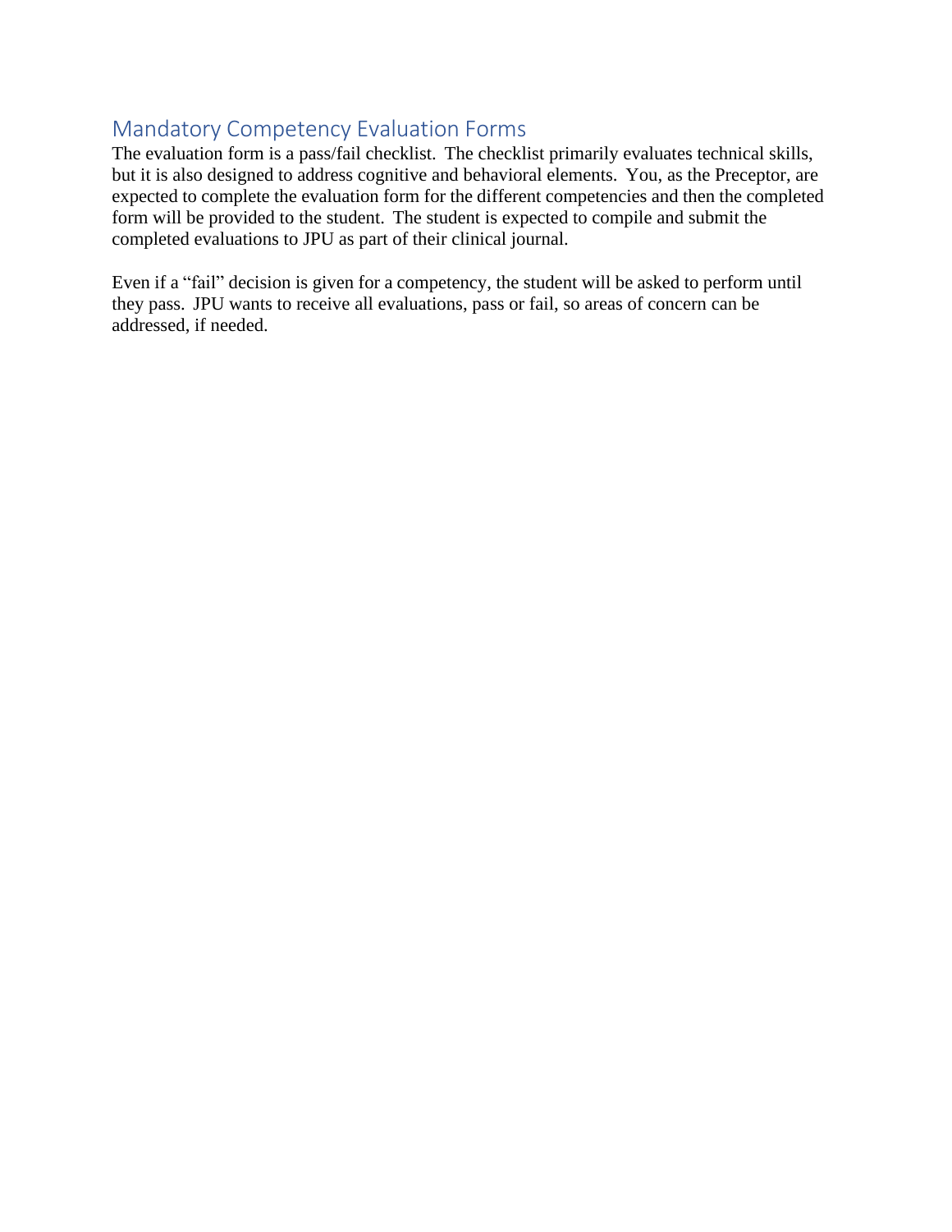## Mandatory Competency Evaluation Forms

The evaluation form is a pass/fail checklist. The checklist primarily evaluates technical skills, but it is also designed to address cognitive and behavioral elements. You, as the Preceptor, are expected to complete the evaluation form for the different competencies and then the completed form will be provided to the student. The student is expected to compile and submit the completed evaluations to JPU as part of their clinical journal.

Even if a "fail" decision is given for a competency, the student will be asked to perform until they pass. JPU wants to receive all evaluations, pass or fail, so areas of concern can be addressed, if needed.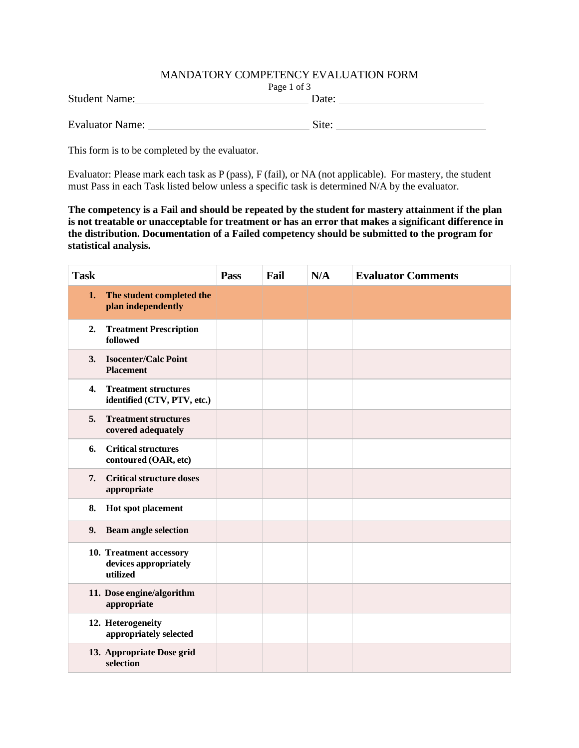# MANDATORY COMPETENCY EVALUATION FORM

Student Name:______________________________ Date: __________________________

Evaluator Name: ____________________________ Site: __________________________

This form is to be completed by the evaluator.

Evaluator: Please mark each task as P (pass), F (fail), or NA (not applicable). For mastery, the student must Pass in each Task listed below unless a specific task is determined N/A by the evaluator.

**The competency is a Fail and should be repeated by the student for mastery attainment if the plan is not treatable or unacceptable for treatment or has an error that makes a significant difference in the distribution. Documentation of a Failed competency should be submitted to the program for statistical analysis.**

| Task | Pass | Fail | N/A | Evaluator Comments |
|---|---|---|---|---|
| **1. The student completed the plan independently** | | | | |
| **2. Treatment Prescription followed** | | | | |
| **3. Isocenter/Calc Point Placement** | | | | |
| **4. Treatment structures identified (CTV, PTV, etc.)** | | | | |
| **5. Treatment structures covered adequately** | | | | |
| **6. Critical structures contoured (OAR, etc)** | | | | |
| **7. Critical structure doses appropriate** | | | | |
| **8. Hot spot placement** | | | | |
| **9. Beam angle selection** | | | | |
| **10. Treatment accessory devices appropriately utilized** | | | | |
| **11. Dose engine/algorithm appropriate** | | | | |
| **12. Heterogeneity appropriately selected** | | | | |
| **13. Appropriate Dose grid selection** | | | | |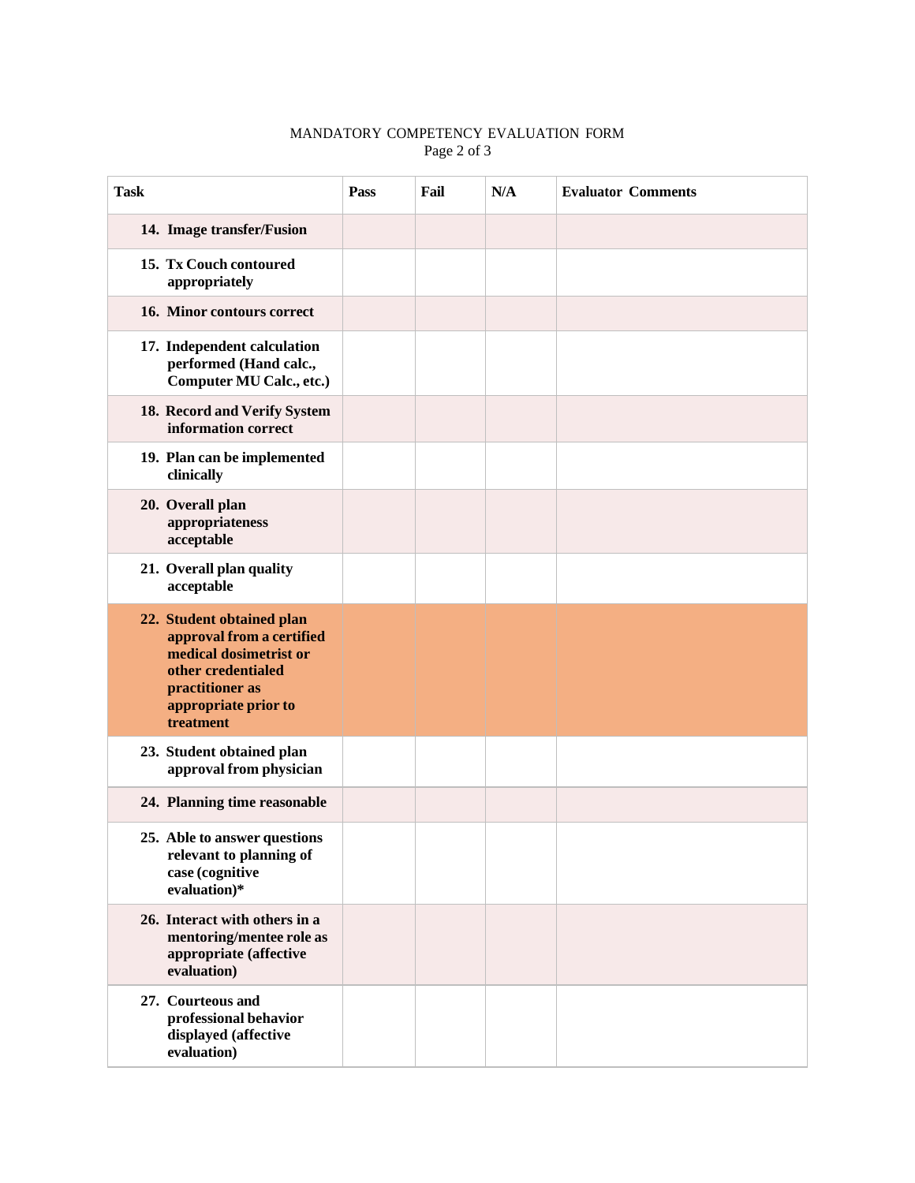MANDATORY COMPETENCY EVALUATION FORM

| Task | Pass | Fail | N/A | Evaluator Comments |
|---|---|---|---|---|
| 14. Image transfer/Fusion | | | | |
| 15. Tx Couch contoured appropriately | | | | |
| 16. Minor contours correct | | | | |
| 17. Independent calculation performed (Hand calc., Computer MU Calc., etc.) | | | | |
| 18. Record and Verify System information correct | | | | |
| 19. Plan can be implemented clinically | | | | |
| 20. Overall plan appropriateness acceptable | | | | |
| 21. Overall plan quality acceptable | | | | |
| 22. Student obtained plan approval from a certified medical dosimetrist or other credentialed practitioner as appropriate prior to treatment | | | | |
| 23. Student obtained plan approval from physician | | | | |
| 24. Planning time reasonable | | | | |
| 25. Able to answer questions relevant to planning of case (cognitive evaluation)* | | | | |
| 26. Interact with others in a mentoring/mentee role as appropriate (affective evaluation) | | | | |
| 27. Courteous and professional behavior displayed (affective evaluation) | | | | |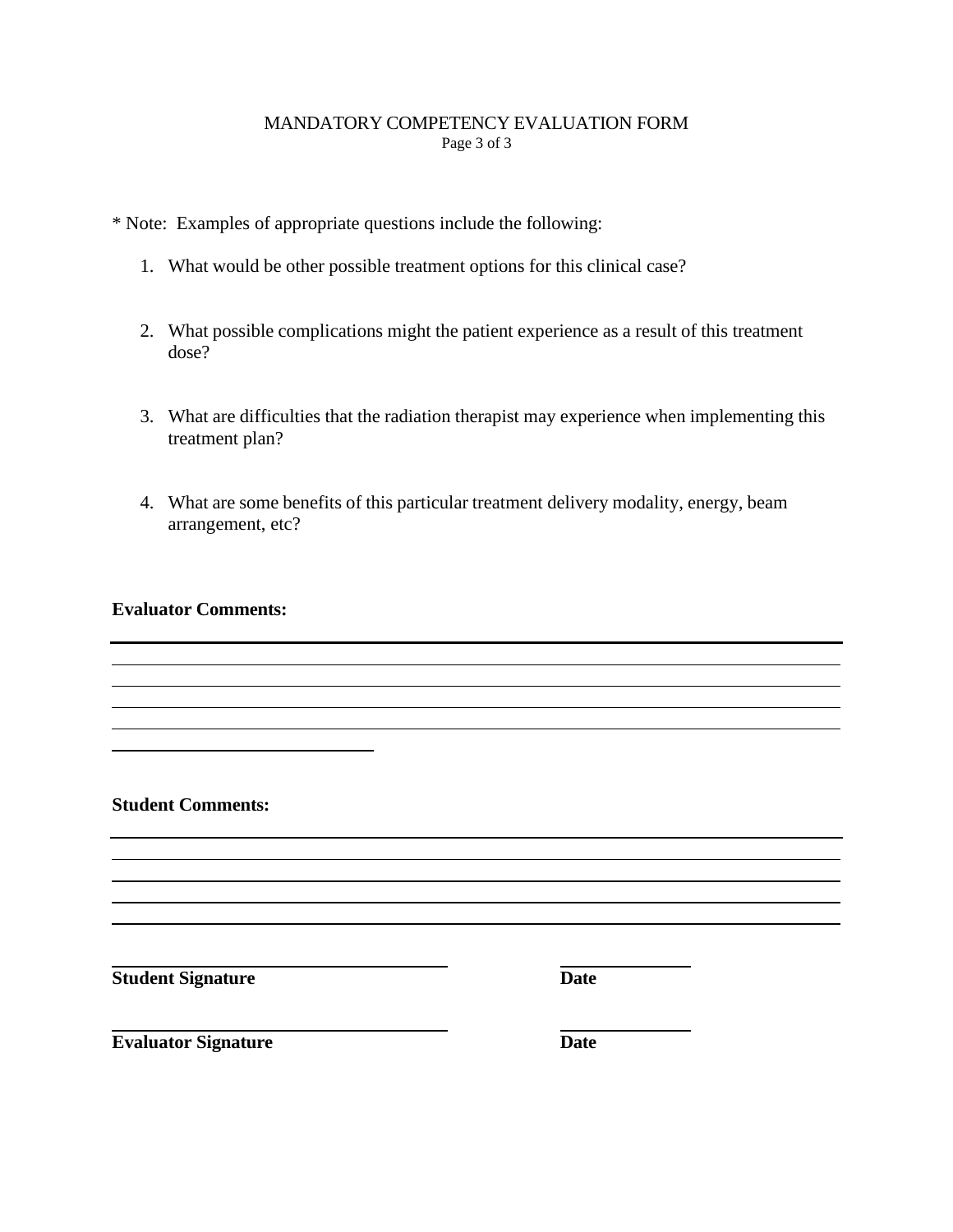# MANDATORY COMPETENCY EVALUATION FORM

* Note: Examples of appropriate questions include the following:

1. What would be other possible treatment options for this clinical case?
2. What possible complications might the patient experience as a result of this treatment dose?
3. What are difficulties that the radiation therapist may experience when implementing this treatment plan?
4. What are some benefits of this particular treatment delivery modality, energy, beam arrangement, etc?

**Evaluator Comments:**

____________________________________________________________________________
____________________________________________________________________________
____________________________________________________________________________
____________________________________________________________________________
____________________________________________________________________________
______________________________

**Student Comments:**

____________________________________________________________________________
____________________________________________________________________________
____________________________________________________________________________
____________________________________________________________________________
____________________________________________________________________________

______________________________ ______________
**Student Signature** **Date**

______________________________ ______________
**Evaluator Signature** **Date**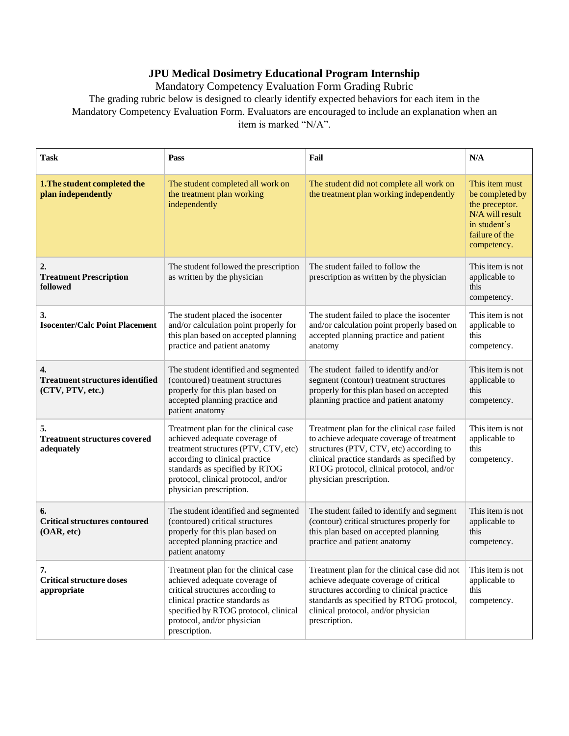# JPU Medical Dosimetry Educational Program Internship

Mandatory Competency Evaluation Form Grading Rubric

The grading rubric below is designed to clearly identify expected behaviors for each item in the Mandatory Competency Evaluation Form. Evaluators are encouraged to include an explanation when an item is marked "N/A".

| Task | Pass | Fail | N/A |
|---|---|---|---|
| **1.The student completed the plan independently** | The student completed all work on the treatment plan working independently | The student did not complete all work on the treatment plan working independently | This item must be completed by the preceptor. N/A will result in student's failure of the competency. |
| **2. Treatment Prescription followed** | The student followed the prescription as written by the physician | The student failed to follow the prescription as written by the physician | This item is not applicable to this competency. |
| **3. Isocenter/Calc Point Placement** | The student placed the isocenter and/or calculation point properly for this plan based on accepted planning practice and patient anatomy | The student failed to place the isocenter and/or calculation point properly based on accepted planning practice and patient anatomy | This item is not applicable to this competency. |
| **4. Treatment structures identified (CTV, PTV, etc.)** | The student identified and segmented (contoured) treatment structures properly for this plan based on accepted planning practice and patient anatomy | The student failed to identify and/or segment (contour) treatment structures properly for this plan based on accepted planning practice and patient anatomy | This item is not applicable to this competency. |
| **5. Treatment structures covered adequately** | Treatment plan for the clinical case achieved adequate coverage of treatment structures (PTV, CTV, etc) according to clinical practice standards as specified by RTOG protocol, clinical protocol, and/or physician prescription. | Treatment plan for the clinical case failed to achieve adequate coverage of treatment structures (PTV, CTV, etc) according to clinical practice standards as specified by RTOG protocol, clinical protocol, and/or physician prescription. | This item is not applicable to this competency. |
| **6. Critical structures contoured (OAR, etc)** | The student identified and segmented (contoured) critical structures properly for this plan based on accepted planning practice and patient anatomy | The student failed to identify and segment (contour) critical structures properly for this plan based on accepted planning practice and patient anatomy | This item is not applicable to this competency. |
| **7. Critical structure doses appropriate** | Treatment plan for the clinical case achieved adequate coverage of critical structures according to clinical practice standards as specified by RTOG protocol, clinical protocol, and/or physician prescription. | Treatment plan for the clinical case did not achieve adequate coverage of critical structures according to clinical practice standards as specified by RTOG protocol, clinical protocol, and/or physician prescription. | This item is not applicable to this competency. |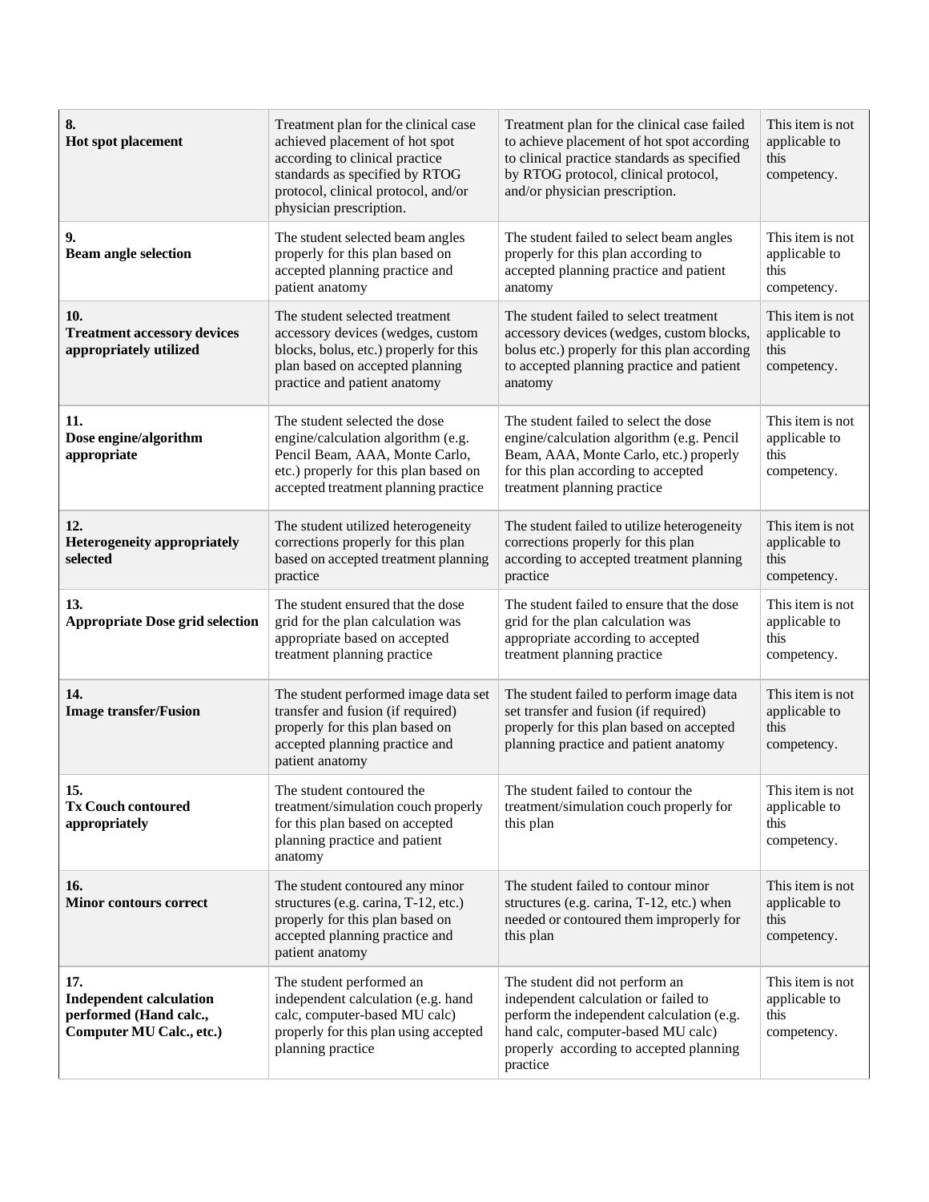| | | | |
|---|---|---|---|
| **8.** **Hot spot placement** | Treatment plan for the clinical case achieved placement of hot spot according to clinical practice standards as specified by RTOG protocol, clinical protocol, and/or physician prescription. | Treatment plan for the clinical case failed to achieve placement of hot spot according to clinical practice standards as specified by RTOG protocol, clinical protocol, and/or physician prescription. | This item is not applicable to this competency. |
| **9.** **Beam angle selection** | The student selected beam angles properly for this plan based on accepted planning practice and patient anatomy | The student failed to select beam angles properly for this plan according to accepted planning practice and patient anatomy | This item is not applicable to this competency. |
| **10.** **Treatment accessory devices appropriately utilized** | The student selected treatment accessory devices (wedges, custom blocks, bolus, etc.) properly for this plan based on accepted planning practice and patient anatomy | The student failed to select treatment accessory devices (wedges, custom blocks, bolus etc.) properly for this plan according to accepted planning practice and patient anatomy | This item is not applicable to this competency. |
| **11.** **Dose engine/algorithm appropriate** | The student selected the dose engine/calculation algorithm (e.g. Pencil Beam, AAA, Monte Carlo, etc.) properly for this plan based on accepted treatment planning practice | The student failed to select the dose engine/calculation algorithm (e.g. Pencil Beam, AAA, Monte Carlo, etc.) properly for this plan according to accepted treatment planning practice | This item is not applicable to this competency. |
| **12.** **Heterogeneity appropriately selected** | The student utilized heterogeneity corrections properly for this plan based on accepted treatment planning practice | The student failed to utilize heterogeneity corrections properly for this plan according to accepted treatment planning practice | This item is not applicable to this competency. |
| **13.** **Appropriate Dose grid selection** | The student ensured that the dose grid for the plan calculation was appropriate based on accepted treatment planning practice | The student failed to ensure that the dose grid for the plan calculation was appropriate according to accepted treatment planning practice | This item is not applicable to this competency. |
| **14.** **Image transfer/Fusion** | The student performed image data set transfer and fusion (if required) properly for this plan based on accepted planning practice and patient anatomy | The student failed to perform image data set transfer and fusion (if required) properly for this plan based on accepted planning practice and patient anatomy | This item is not applicable to this competency. |
| **15.** **Tx Couch contoured appropriately** | The student contoured the treatment/simulation couch properly for this plan based on accepted planning practice and patient anatomy | The student failed to contour the treatment/simulation couch properly for this plan | This item is not applicable to this competency. |
| **16.** **Minor contours correct** | The student contoured any minor structures (e.g. carina, T-12, etc.) properly for this plan based on accepted planning practice and patient anatomy | The student failed to contour minor structures (e.g. carina, T-12, etc.) when needed or contoured them improperly for this plan | This item is not applicable to this competency. |
| **17.** **Independent calculation performed (Hand calc., Computer MU Calc., etc.)** | The student performed an independent calculation (e.g. hand calc, computer-based MU calc) properly for this plan using accepted planning practice | The student did not perform an independent calculation or failed to perform the independent calculation (e.g. hand calc, computer-based MU calc) properly according to accepted planning practice | This item is not applicable to this competency. |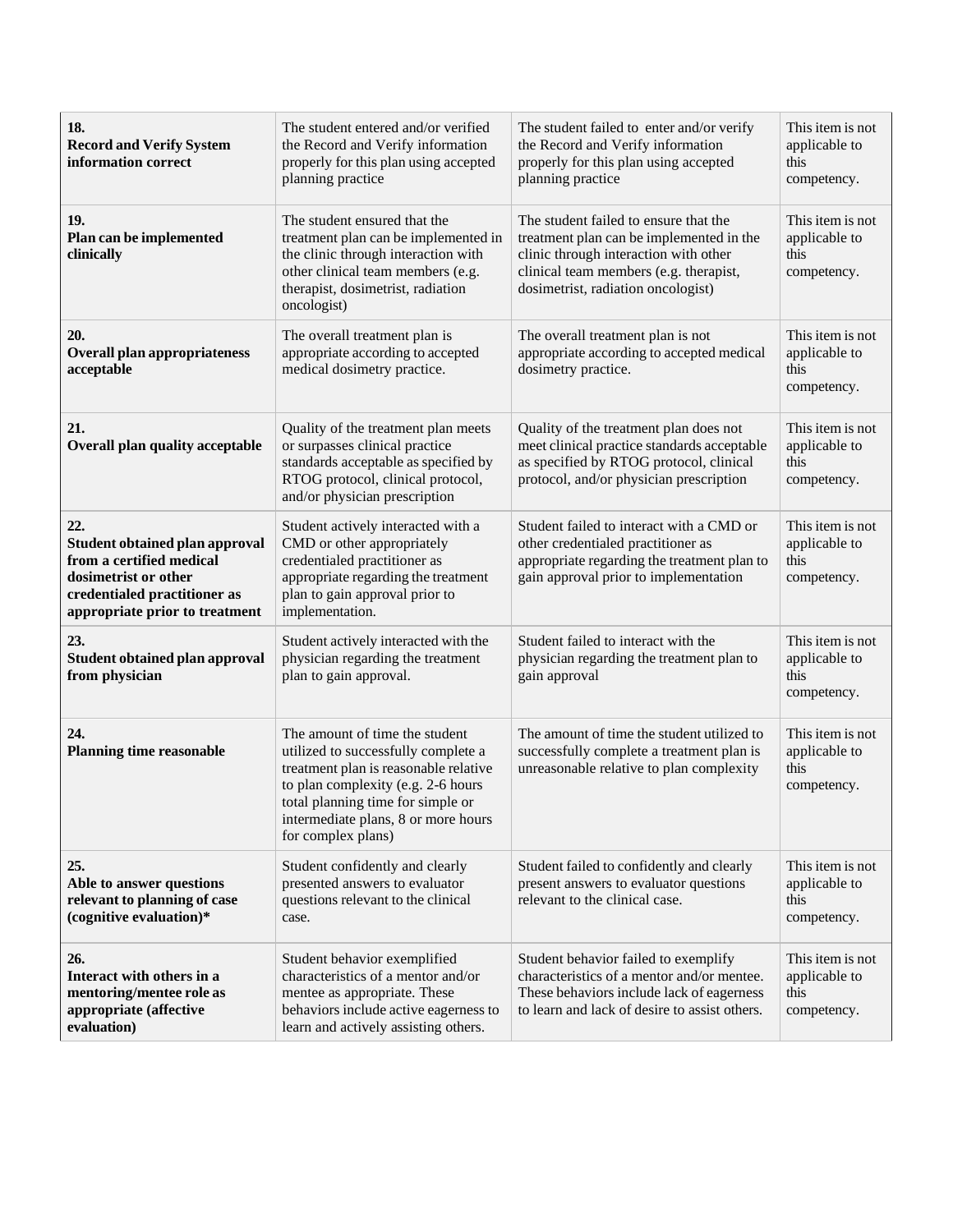| **18. Record and Verify System information correct** | The student entered and/or verified the Record and Verify information properly for this plan using accepted planning practice | The student failed to enter and/or verify the Record and Verify information properly for this plan using accepted planning practice | This item is not applicable to this competency. |
|---|---|---|---|
| **19. Plan can be implemented clinically** | The student ensured that the treatment plan can be implemented in the clinic through interaction with other clinical team members (e.g. therapist, dosimetrist, radiation oncologist) | The student failed to ensure that the treatment plan can be implemented in the clinic through interaction with other clinical team members (e.g. therapist, dosimetrist, radiation oncologist) | This item is not applicable to this competency. |
| **20. Overall plan appropriateness acceptable** | The overall treatment plan is appropriate according to accepted medical dosimetry practice. | The overall treatment plan is not appropriate according to accepted medical dosimetry practice. | This item is not applicable to this competency. |
| **21. Overall plan quality acceptable** | Quality of the treatment plan meets or surpasses clinical practice standards acceptable as specified by RTOG protocol, clinical protocol, and/or physician prescription | Quality of the treatment plan does not meet clinical practice standards acceptable as specified by RTOG protocol, clinical protocol, and/or physician prescription | This item is not applicable to this competency. |
| **22. Student obtained plan approval from a certified medical dosimetrist or other credentialed practitioner as appropriate prior to treatment** | Student actively interacted with a CMD or other appropriately credentialed practitioner as appropriate regarding the treatment plan to gain approval prior to implementation. | Student failed to interact with a CMD or other credentialed practitioner as appropriate regarding the treatment plan to gain approval prior to implementation | This item is not applicable to this competency. |
| **23. Student obtained plan approval from physician** | Student actively interacted with the physician regarding the treatment plan to gain approval. | Student failed to interact with the physician regarding the treatment plan to gain approval | This item is not applicable to this competency. |
| **24. Planning time reasonable** | The amount of time the student utilized to successfully complete a treatment plan is reasonable relative to plan complexity (e.g. 2-6 hours total planning time for simple or intermediate plans, 8 or more hours for complex plans) | The amount of time the student utilized to successfully complete a treatment plan is unreasonable relative to plan complexity | This item is not applicable to this competency. |
| **25. Able to answer questions relevant to planning of case (cognitive evaluation)*** | Student confidently and clearly presented answers to evaluator questions relevant to the clinical case. | Student failed to confidently and clearly present answers to evaluator questions relevant to the clinical case. | This item is not applicable to this competency. |
| **26. Interact with others in a mentoring/mentee role as appropriate (affective evaluation)** | Student behavior exemplified characteristics of a mentor and/or mentee as appropriate. These behaviors include active eagerness to learn and actively assisting others. | Student behavior failed to exemplify characteristics of a mentor and/or mentee. These behaviors include lack of eagerness to learn and lack of desire to assist others. | This item is not applicable to this competency. |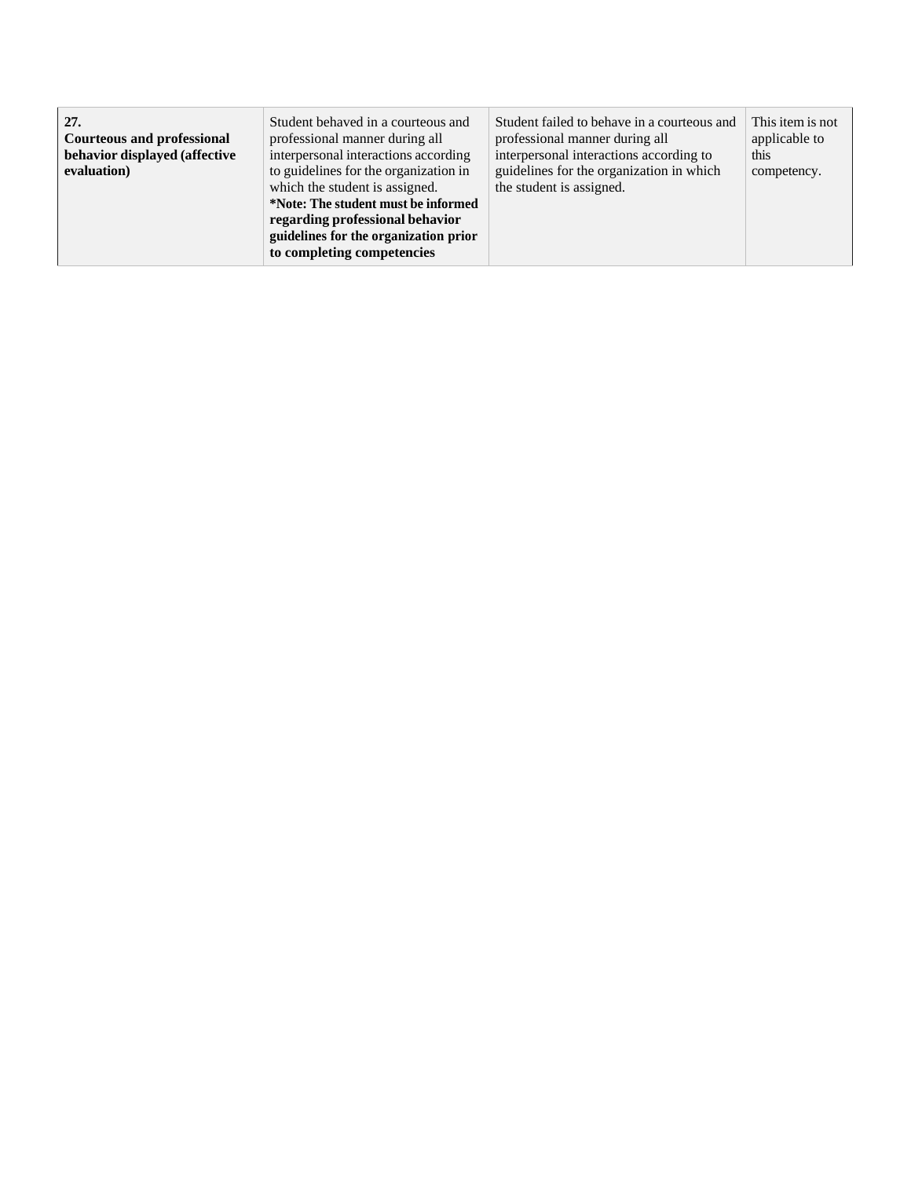| | | | |
|---|---|---|---|
| **27.**<br>**Courteous and professional behavior displayed (affective evaluation)** | Student behaved in a courteous and professional manner during all interpersonal interactions according to guidelines for the organization in which the student is assigned.<br>**\*Note: The student must be informed regarding professional behavior guidelines for the organization prior to completing competencies** | Student failed to behave in a courteous and professional manner during all interpersonal interactions according to guidelines for the organization in which the student is assigned. | This item is not applicable to this competency. |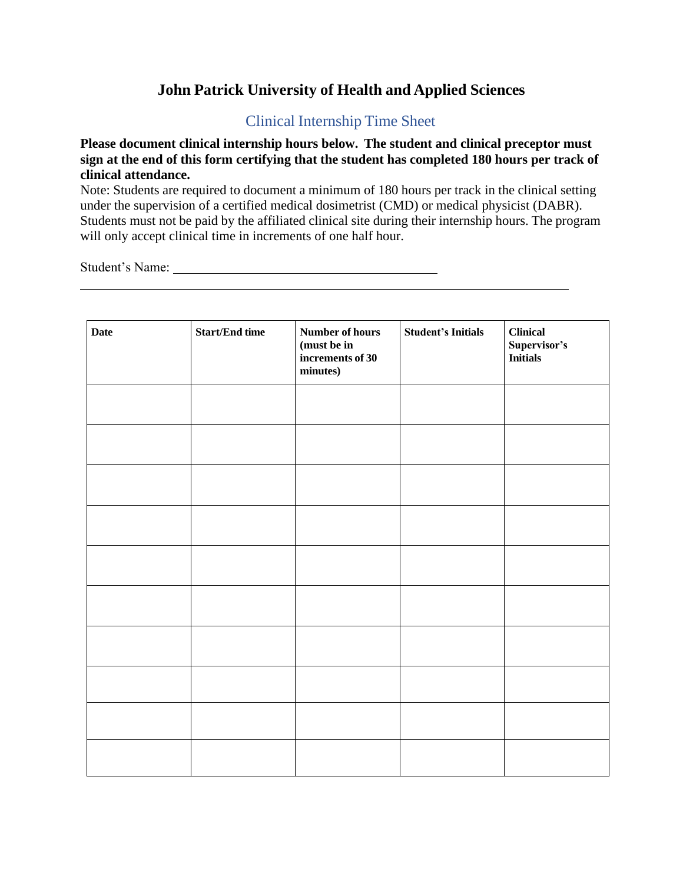# John Patrick University of Health and Applied Sciences

## Clinical Internship Time Sheet

**Please document clinical internship hours below. The student and clinical preceptor must sign at the end of this form certifying that the student has completed 180 hours per track of clinical attendance.**

Note: Students are required to document a minimum of 180 hours per track in the clinical setting under the supervision of a certified medical dosimetrist (CMD) or medical physicist (DABR). Students must not be paid by the affiliated clinical site during their internship hours. The program will only accept clinical time in increments of one half hour.

Student's Name: ________________________________________

______________________________________________________________________________

| Date | Start/End time | Number of hours (must be in increments of 30 minutes) | Student's Initials | Clinical Supervisor's Initials |
|---|---|---|---|---|
| | | | | |
| | | | | |
| | | | | |
| | | | | |
| | | | | |
| | | | | |
| | | | | |
| | | | | |
| | | | | |
| | | | | |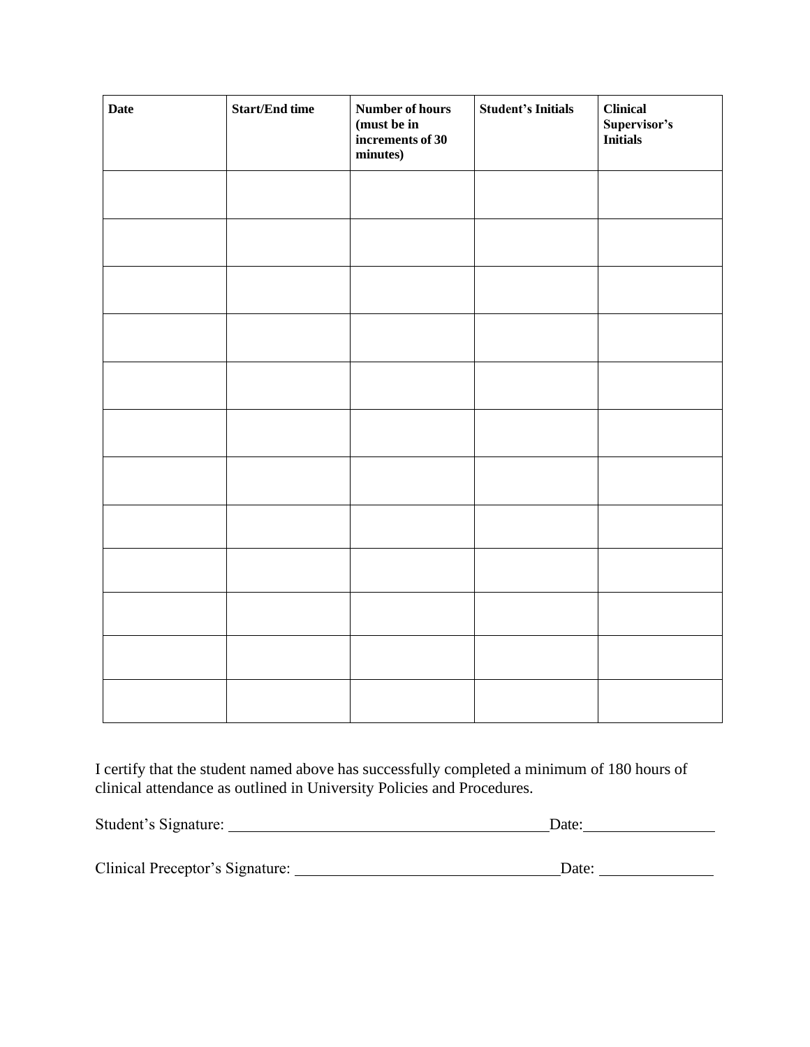| Date | Start/End time | Number of hours (must be in increments of 30 minutes) | Student's Initials | Clinical Supervisor's Initials |
|---|---|---|---|---|
| | | | | |
| | | | | |
| | | | | |
| | | | | |
| | | | | |
| | | | | |
| | | | | |
| | | | | |
| | | | | |
| | | | | |
| | | | | |
| | | | | |

I certify that the student named above has successfully completed a minimum of 180 hours of clinical attendance as outlined in University Policies and Procedures.

Student's Signature: ________________________________________ Date: ________________

Clinical Preceptor's Signature: _________________________________ Date: ______________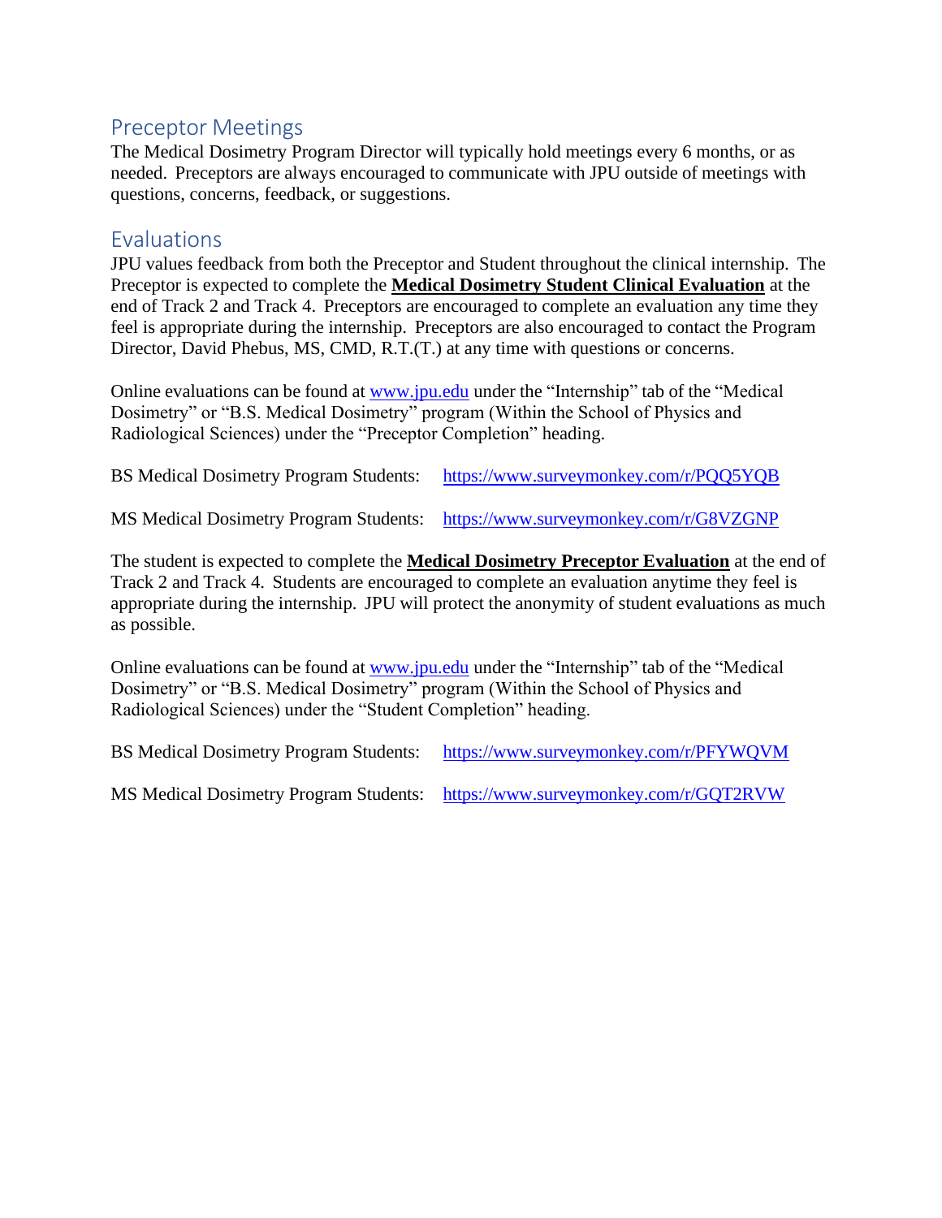## Preceptor Meetings

The Medical Dosimetry Program Director will typically hold meetings every 6 months, or as needed. Preceptors are always encouraged to communicate with JPU outside of meetings with questions, concerns, feedback, or suggestions.

## Evaluations

JPU values feedback from both the Preceptor and Student throughout the clinical internship. The Preceptor is expected to complete the **Medical Dosimetry Student Clinical Evaluation** at the end of Track 2 and Track 4. Preceptors are encouraged to complete an evaluation any time they feel is appropriate during the internship. Preceptors are also encouraged to contact the Program Director, David Phebus, MS, CMD, R.T.(T.) at any time with questions or concerns.

Online evaluations can be found at www.jpu.edu under the "Internship" tab of the "Medical Dosimetry" or "B.S. Medical Dosimetry" program (Within the School of Physics and Radiological Sciences) under the "Preceptor Completion" heading.

BS Medical Dosimetry Program Students: https://www.surveymonkey.com/r/PQQ5YQB

MS Medical Dosimetry Program Students: https://www.surveymonkey.com/r/G8VZGNP

The student is expected to complete the **Medical Dosimetry Preceptor Evaluation** at the end of Track 2 and Track 4. Students are encouraged to complete an evaluation anytime they feel is appropriate during the internship. JPU will protect the anonymity of student evaluations as much as possible.

Online evaluations can be found at www.jpu.edu under the "Internship" tab of the "Medical Dosimetry" or "B.S. Medical Dosimetry" program (Within the School of Physics and Radiological Sciences) under the "Student Completion" heading.

BS Medical Dosimetry Program Students: https://www.surveymonkey.com/r/PFYWQVM

MS Medical Dosimetry Program Students: https://www.surveymonkey.com/r/GQT2RVW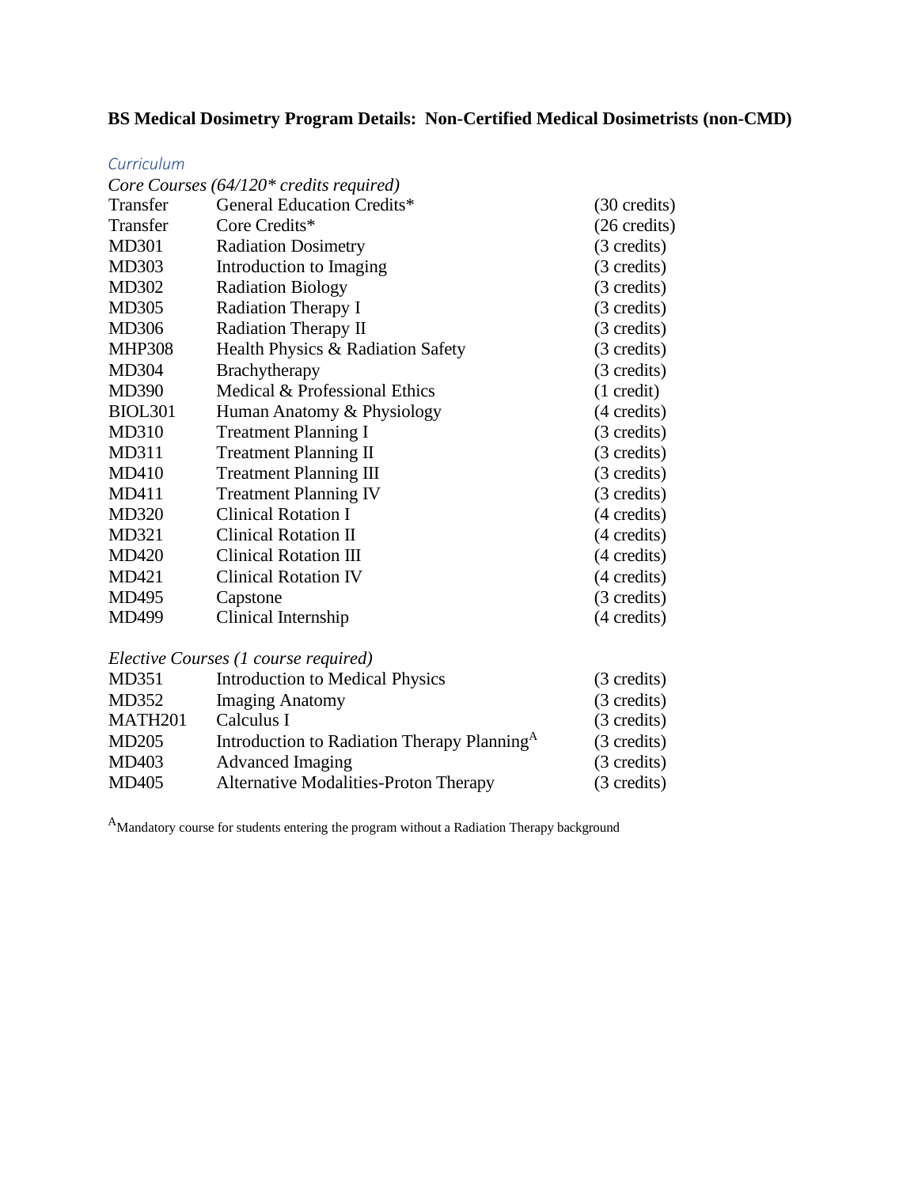**BS Medical Dosimetry Program Details: Non-Certified Medical Dosimetrists (non-CMD)**

*Curriculum*

*Core Courses (64/120* credits required)*

| | | |
|---|---|---|
| Transfer | General Education Credits* | (30 credits) |
| Transfer | Core Credits* | (26 credits) |
| MD301 | Radiation Dosimetry | (3 credits) |
| MD303 | Introduction to Imaging | (3 credits) |
| MD302 | Radiation Biology | (3 credits) |
| MD305 | Radiation Therapy I | (3 credits) |
| MD306 | Radiation Therapy II | (3 credits) |
| MHP308 | Health Physics & Radiation Safety | (3 credits) |
| MD304 | Brachytherapy | (3 credits) |
| MD390 | Medical & Professional Ethics | (1 credit) |
| BIOL301 | Human Anatomy & Physiology | (4 credits) |
| MD310 | Treatment Planning I | (3 credits) |
| MD311 | Treatment Planning II | (3 credits) |
| MD410 | Treatment Planning III | (3 credits) |
| MD411 | Treatment Planning IV | (3 credits) |
| MD320 | Clinical Rotation I | (4 credits) |
| MD321 | Clinical Rotation II | (4 credits) |
| MD420 | Clinical Rotation III | (4 credits) |
| MD421 | Clinical Rotation IV | (4 credits) |
| MD495 | Capstone | (3 credits) |
| MD499 | Clinical Internship | (4 credits) |

*Elective Courses (1 course required)*

| | | |
|---|---|---|
| MD351 | Introduction to Medical Physics | (3 credits) |
| MD352 | Imaging Anatomy | (3 credits) |
| MATH201 | Calculus I | (3 credits) |
| MD205 | Introduction to Radiation Therapy Planning[A] | (3 credits) |
| MD403 | Advanced Imaging | (3 credits) |
| MD405 | Alternative Modalities-Proton Therapy | (3 credits) |

[A]Mandatory course for students entering the program without a Radiation Therapy background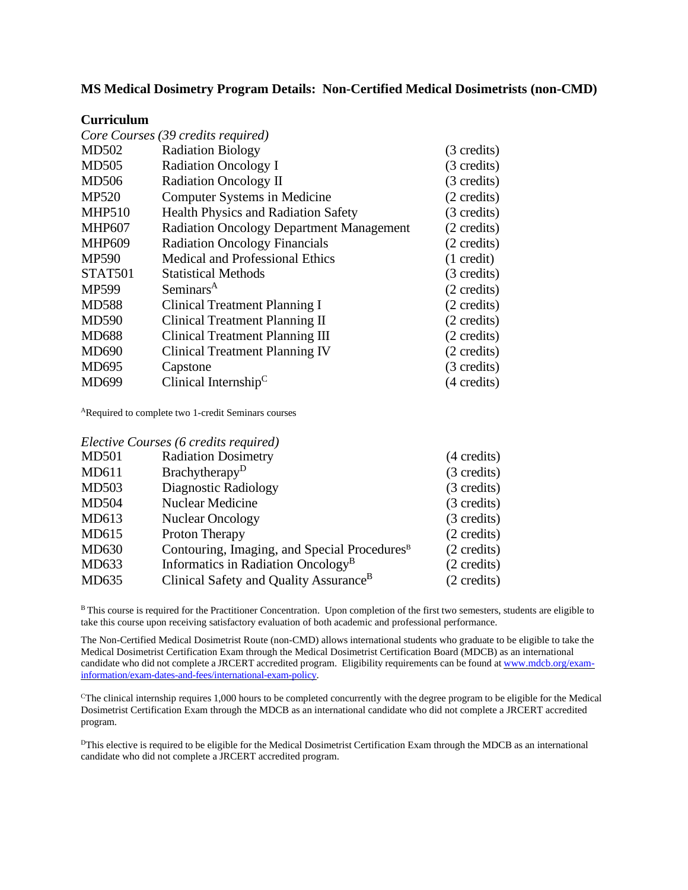## MS Medical Dosimetry Program Details: Non-Certified Medical Dosimetrists (non-CMD)

### Curriculum

*Core Courses (39 credits required)*

| | | |
|---|---|---|
| MD502 | Radiation Biology | (3 credits) |
| MD505 | Radiation Oncology I | (3 credits) |
| MD506 | Radiation Oncology II | (3 credits) |
| MP520 | Computer Systems in Medicine | (2 credits) |
| MHP510 | Health Physics and Radiation Safety | (3 credits) |
| MHP607 | Radiation Oncology Department Management | (2 credits) |
| MHP609 | Radiation Oncology Financials | (2 credits) |
| MP590 | Medical and Professional Ethics | (1 credit) |
| STAT501 | Statistical Methods | (3 credits) |
| MP599 | Seminars[A] | (2 credits) |
| MD588 | Clinical Treatment Planning I | (2 credits) |
| MD590 | Clinical Treatment Planning II | (2 credits) |
| MD688 | Clinical Treatment Planning III | (2 credits) |
| MD690 | Clinical Treatment Planning IV | (2 credits) |
| MD695 | Capstone | (3 credits) |
| MD699 | Clinical Internship[C] | (4 credits) |

[A]Required to complete two 1-credit Seminars courses

*Elective Courses (6 credits required)*

| | | |
|---|---|---|
| MD501 | Radiation Dosimetry | (4 credits) |
| MD611 | Brachytherapy[D] | (3 credits) |
| MD503 | Diagnostic Radiology | (3 credits) |
| MD504 | Nuclear Medicine | (3 credits) |
| MD613 | Nuclear Oncology | (3 credits) |
| MD615 | Proton Therapy | (2 credits) |
| MD630 | Contouring, Imaging, and Special Procedures[B] | (2 credits) |
| MD633 | Informatics in Radiation Oncology[B] | (2 credits) |
| MD635 | Clinical Safety and Quality Assurance[B] | (2 credits) |

[B] This course is required for the Practitioner Concentration. Upon completion of the first two semesters, students are eligible to take this course upon receiving satisfactory evaluation of both academic and professional performance.

The Non-Certified Medical Dosimetrist Route (non-CMD) allows international students who graduate to be eligible to take the Medical Dosimetrist Certification Exam through the Medical Dosimetrist Certification Board (MDCB) as an international candidate who did not complete a JRCERT accredited program. Eligibility requirements can be found at www.mdcb.org/exam-information/exam-dates-and-fees/international-exam-policy.

[C]The clinical internship requires 1,000 hours to be completed concurrently with the degree program to be eligible for the Medical Dosimetrist Certification Exam through the MDCB as an international candidate who did not complete a JRCERT accredited program.

[D]This elective is required to be eligible for the Medical Dosimetrist Certification Exam through the MDCB as an international candidate who did not complete a JRCERT accredited program.